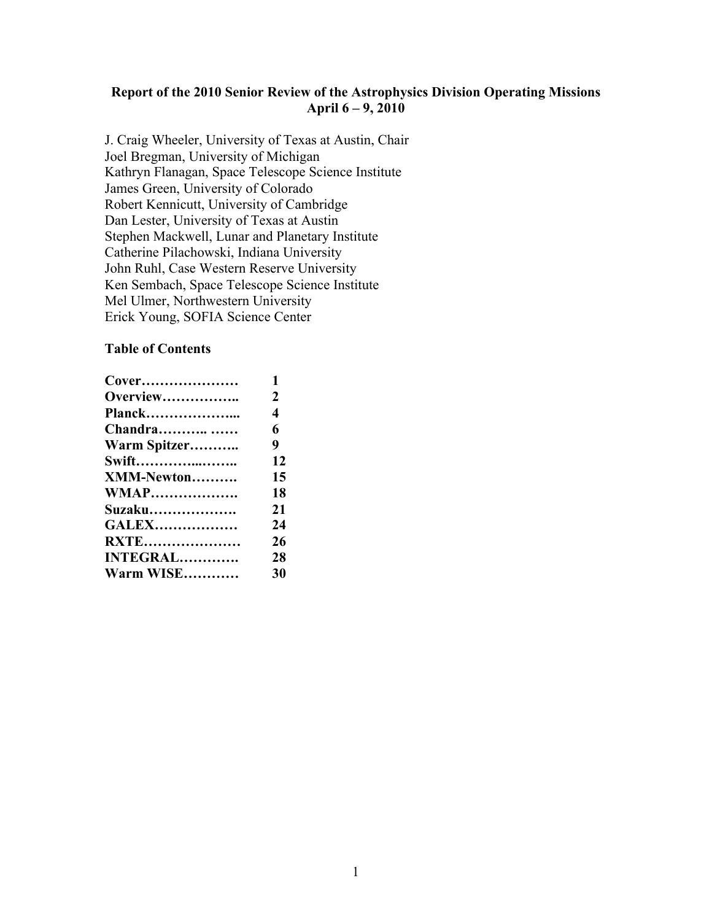# Report of the 2010 Senior Review of the Astrophysics Division Operating Missions
## April 6 – 9, 2010

J. Craig Wheeler, University of Texas at Austin, Chair
Joel Bregman, University of Michigan
Kathryn Flanagan, Space Telescope Science Institute
James Green, University of Colorado
Robert Kennicutt, University of Cambridge
Dan Lester, University of Texas at Austin
Stephen Mackwell, Lunar and Planetary Institute
Catherine Pilachowski, Indiana University
John Ruhl, Case Western Reserve University
Ken Sembach, Space Telescope Science Institute
Mel Ulmer, Northwestern University
Erick Young, SOFIA Science Center

### Table of Contents

| | |
|---|---|
| **Cover…………………** | **1** |
| **Overview……………..** | **2** |
| **Planck………………...** | **4** |
| **Chandra……….. ……** | **6** |
| **Warm Spitzer………..** | **9** |
| **Swift…………...……..** | **12** |
| **XMM-Newton……….** | **15** |
| **WMAP……………….** | **18** |
| **Suzaku……………….** | **21** |
| **GALEX………………** | **24** |
| **RXTE…………………** | **26** |
| **INTEGRAL………….** | **28** |
| **Warm WISE…………** | **30** |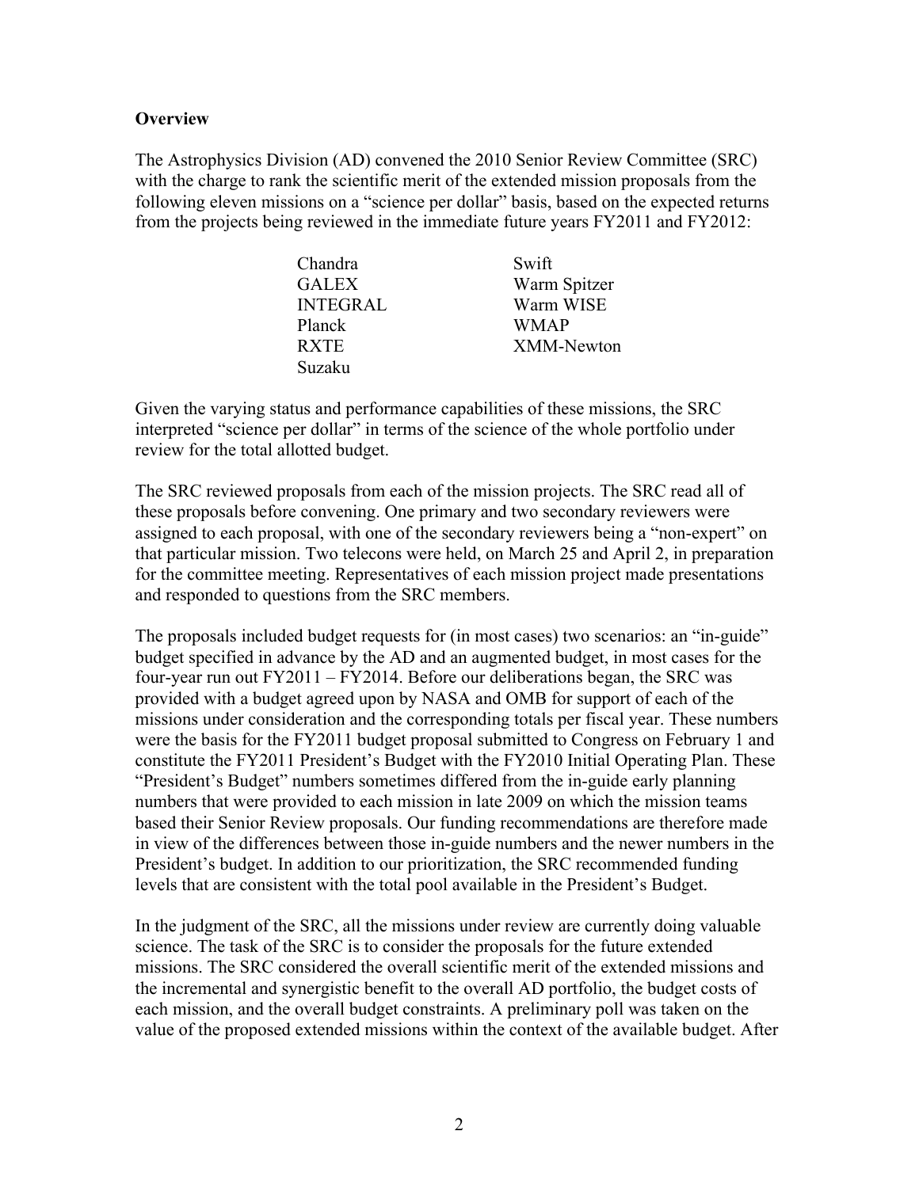**Overview**

The Astrophysics Division (AD) convened the 2010 Senior Review Committee (SRC) with the charge to rank the scientific merit of the extended mission proposals from the following eleven missions on a "science per dollar" basis, based on the expected returns from the projects being reviewed in the immediate future years FY2011 and FY2012:

| | |
|---|---|
| Chandra | Swift |
| GALEX | Warm Spitzer |
| INTEGRAL | Warm WISE |
| Planck | WMAP |
| RXTE | XMM-Newton |
| Suzaku | |

Given the varying status and performance capabilities of these missions, the SRC interpreted "science per dollar" in terms of the science of the whole portfolio under review for the total allotted budget.

The SRC reviewed proposals from each of the mission projects. The SRC read all of these proposals before convening. One primary and two secondary reviewers were assigned to each proposal, with one of the secondary reviewers being a "non-expert" on that particular mission. Two telecons were held, on March 25 and April 2, in preparation for the committee meeting. Representatives of each mission project made presentations and responded to questions from the SRC members.

The proposals included budget requests for (in most cases) two scenarios: an "in-guide" budget specified in advance by the AD and an augmented budget, in most cases for the four-year run out FY2011 – FY2014. Before our deliberations began, the SRC was provided with a budget agreed upon by NASA and OMB for support of each of the missions under consideration and the corresponding totals per fiscal year. These numbers were the basis for the FY2011 budget proposal submitted to Congress on February 1 and constitute the FY2011 President's Budget with the FY2010 Initial Operating Plan. These "President's Budget" numbers sometimes differed from the in-guide early planning numbers that were provided to each mission in late 2009 on which the mission teams based their Senior Review proposals. Our funding recommendations are therefore made in view of the differences between those in-guide numbers and the newer numbers in the President's budget. In addition to our prioritization, the SRC recommended funding levels that are consistent with the total pool available in the President's Budget.

In the judgment of the SRC, all the missions under review are currently doing valuable science. The task of the SRC is to consider the proposals for the future extended missions. The SRC considered the overall scientific merit of the extended missions and the incremental and synergistic benefit to the overall AD portfolio, the budget costs of each mission, and the overall budget constraints. A preliminary poll was taken on the value of the proposed extended missions within the context of the available budget. After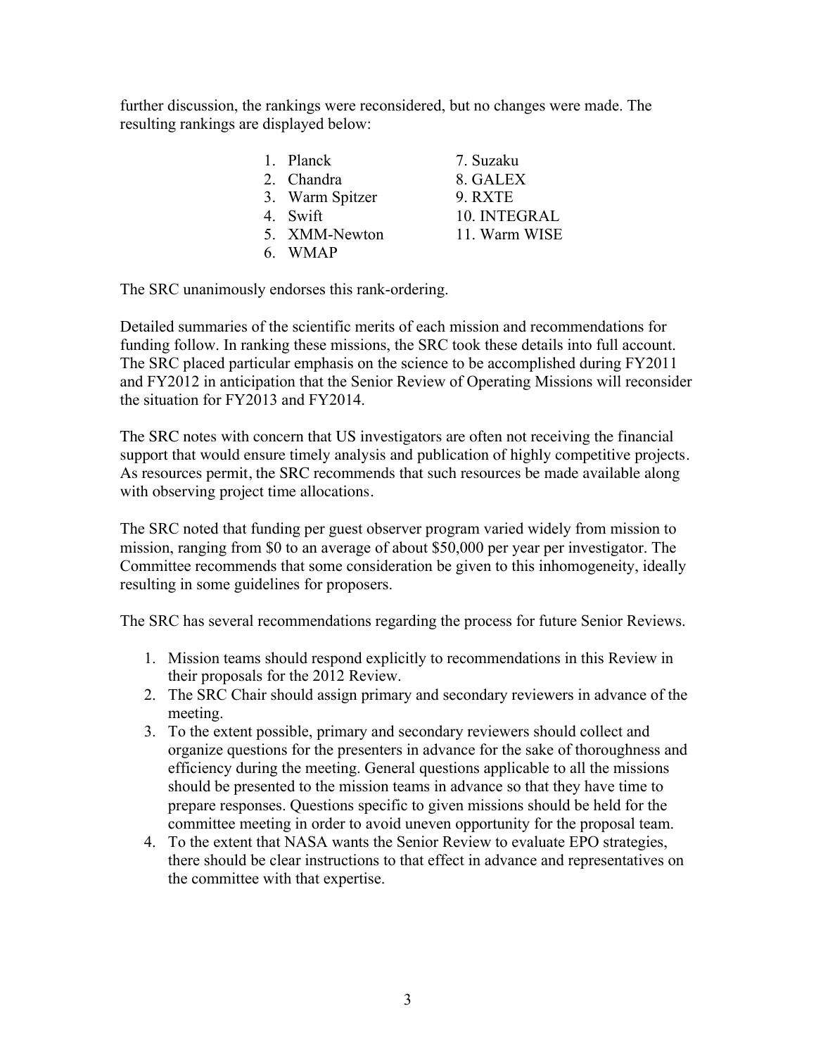further discussion, the rankings were reconsidered, but no changes were made. The resulting rankings are displayed below:

1. Planck
2. Chandra
3. Warm Spitzer
4. Swift
5. XMM-Newton
6. WMAP
7. Suzaku
8. GALEX
9. RXTE
10. INTEGRAL
11. Warm WISE

The SRC unanimously endorses this rank-ordering.

Detailed summaries of the scientific merits of each mission and recommendations for funding follow. In ranking these missions, the SRC took these details into full account. The SRC placed particular emphasis on the science to be accomplished during FY2011 and FY2012 in anticipation that the Senior Review of Operating Missions will reconsider the situation for FY2013 and FY2014.

The SRC notes with concern that US investigators are often not receiving the financial support that would ensure timely analysis and publication of highly competitive projects. As resources permit, the SRC recommends that such resources be made available along with observing project time allocations.

The SRC noted that funding per guest observer program varied widely from mission to mission, ranging from $0 to an average of about $50,000 per year per investigator. The Committee recommends that some consideration be given to this inhomogeneity, ideally resulting in some guidelines for proposers.

The SRC has several recommendations regarding the process for future Senior Reviews.

1. Mission teams should respond explicitly to recommendations in this Review in their proposals for the 2012 Review.
2. The SRC Chair should assign primary and secondary reviewers in advance of the meeting.
3. To the extent possible, primary and secondary reviewers should collect and organize questions for the presenters in advance for the sake of thoroughness and efficiency during the meeting. General questions applicable to all the missions should be presented to the mission teams in advance so that they have time to prepare responses. Questions specific to given missions should be held for the committee meeting in order to avoid uneven opportunity for the proposal team.
4. To the extent that NASA wants the Senior Review to evaluate EPO strategies, there should be clear instructions to that effect in advance and representatives on the committee with that expertise.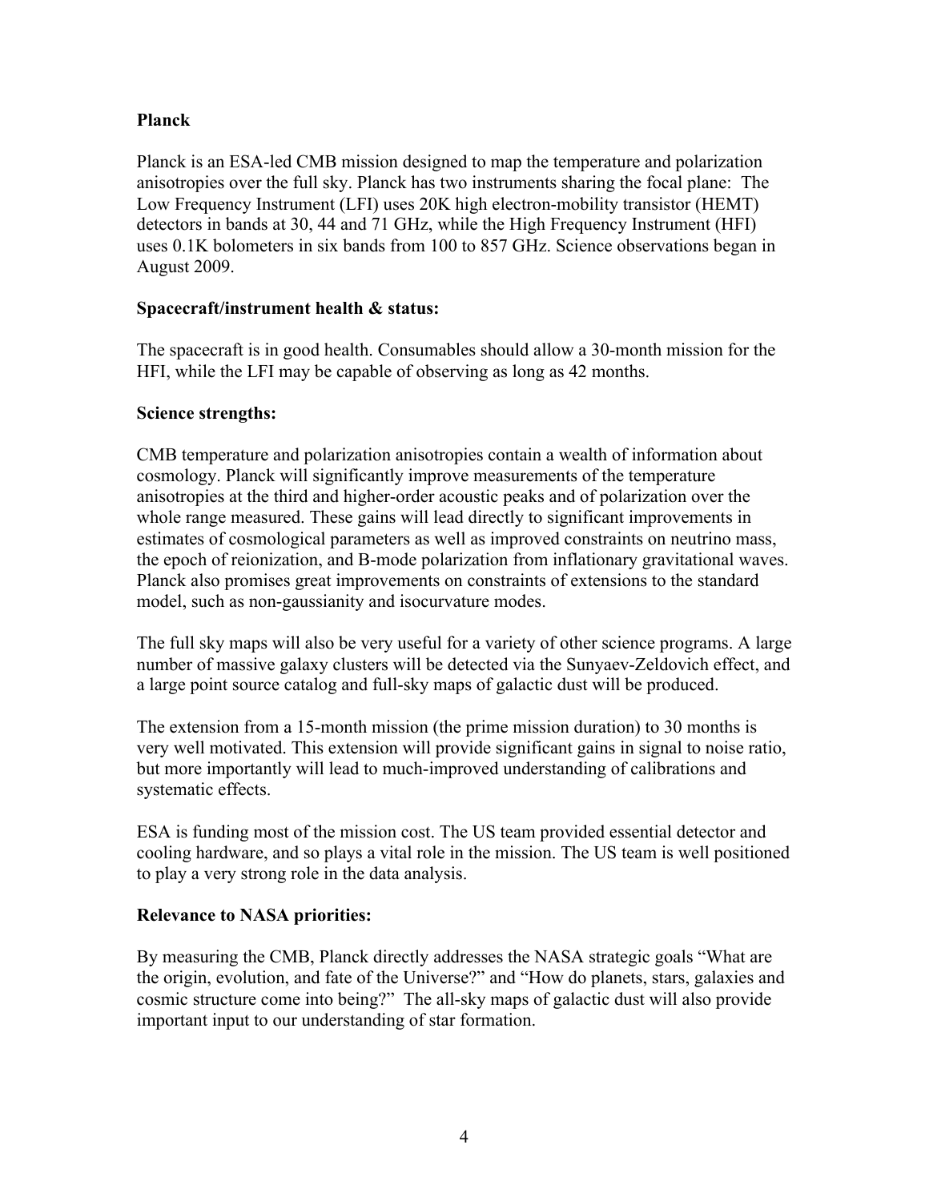**Planck**

Planck is an ESA-led CMB mission designed to map the temperature and polarization anisotropies over the full sky. Planck has two instruments sharing the focal plane: The Low Frequency Instrument (LFI) uses 20K high electron-mobility transistor (HEMT) detectors in bands at 30, 44 and 71 GHz, while the High Frequency Instrument (HFI) uses 0.1K bolometers in six bands from 100 to 857 GHz. Science observations began in August 2009.

**Spacecraft/instrument health & status:**

The spacecraft is in good health. Consumables should allow a 30-month mission for the HFI, while the LFI may be capable of observing as long as 42 months.

**Science strengths:**

CMB temperature and polarization anisotropies contain a wealth of information about cosmology. Planck will significantly improve measurements of the temperature anisotropies at the third and higher-order acoustic peaks and of polarization over the whole range measured. These gains will lead directly to significant improvements in estimates of cosmological parameters as well as improved constraints on neutrino mass, the epoch of reionization, and B-mode polarization from inflationary gravitational waves. Planck also promises great improvements on constraints of extensions to the standard model, such as non-gaussianity and isocurvature modes.

The full sky maps will also be very useful for a variety of other science programs. A large number of massive galaxy clusters will be detected via the Sunyaev-Zeldovich effect, and a large point source catalog and full-sky maps of galactic dust will be produced.

The extension from a 15-month mission (the prime mission duration) to 30 months is very well motivated. This extension will provide significant gains in signal to noise ratio, but more importantly will lead to much-improved understanding of calibrations and systematic effects.

ESA is funding most of the mission cost. The US team provided essential detector and cooling hardware, and so plays a vital role in the mission. The US team is well positioned to play a very strong role in the data analysis.

**Relevance to NASA priorities:**

By measuring the CMB, Planck directly addresses the NASA strategic goals "What are the origin, evolution, and fate of the Universe?" and "How do planets, stars, galaxies and cosmic structure come into being?" The all-sky maps of galactic dust will also provide important input to our understanding of star formation.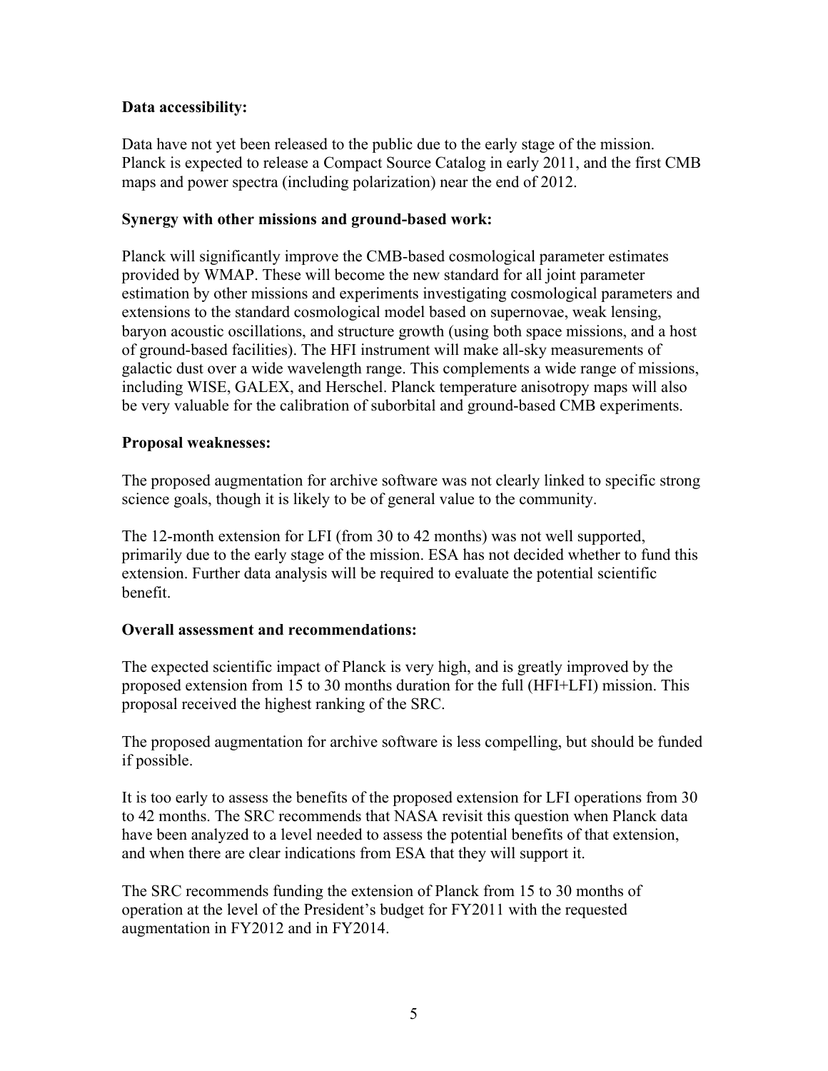**Data accessibility:**

Data have not yet been released to the public due to the early stage of the mission. Planck is expected to release a Compact Source Catalog in early 2011, and the first CMB maps and power spectra (including polarization) near the end of 2012.

**Synergy with other missions and ground-based work:**

Planck will significantly improve the CMB-based cosmological parameter estimates provided by WMAP. These will become the new standard for all joint parameter estimation by other missions and experiments investigating cosmological parameters and extensions to the standard cosmological model based on supernovae, weak lensing, baryon acoustic oscillations, and structure growth (using both space missions, and a host of ground-based facilities). The HFI instrument will make all-sky measurements of galactic dust over a wide wavelength range. This complements a wide range of missions, including WISE, GALEX, and Herschel. Planck temperature anisotropy maps will also be very valuable for the calibration of suborbital and ground-based CMB experiments.

**Proposal weaknesses:**

The proposed augmentation for archive software was not clearly linked to specific strong science goals, though it is likely to be of general value to the community.

The 12-month extension for LFI (from 30 to 42 months) was not well supported, primarily due to the early stage of the mission. ESA has not decided whether to fund this extension. Further data analysis will be required to evaluate the potential scientific benefit.

**Overall assessment and recommendations:**

The expected scientific impact of Planck is very high, and is greatly improved by the proposed extension from 15 to 30 months duration for the full (HFI+LFI) mission. This proposal received the highest ranking of the SRC.

The proposed augmentation for archive software is less compelling, but should be funded if possible.

It is too early to assess the benefits of the proposed extension for LFI operations from 30 to 42 months. The SRC recommends that NASA revisit this question when Planck data have been analyzed to a level needed to assess the potential benefits of that extension, and when there are clear indications from ESA that they will support it.

The SRC recommends funding the extension of Planck from 15 to 30 months of operation at the level of the President's budget for FY2011 with the requested augmentation in FY2012 and in FY2014.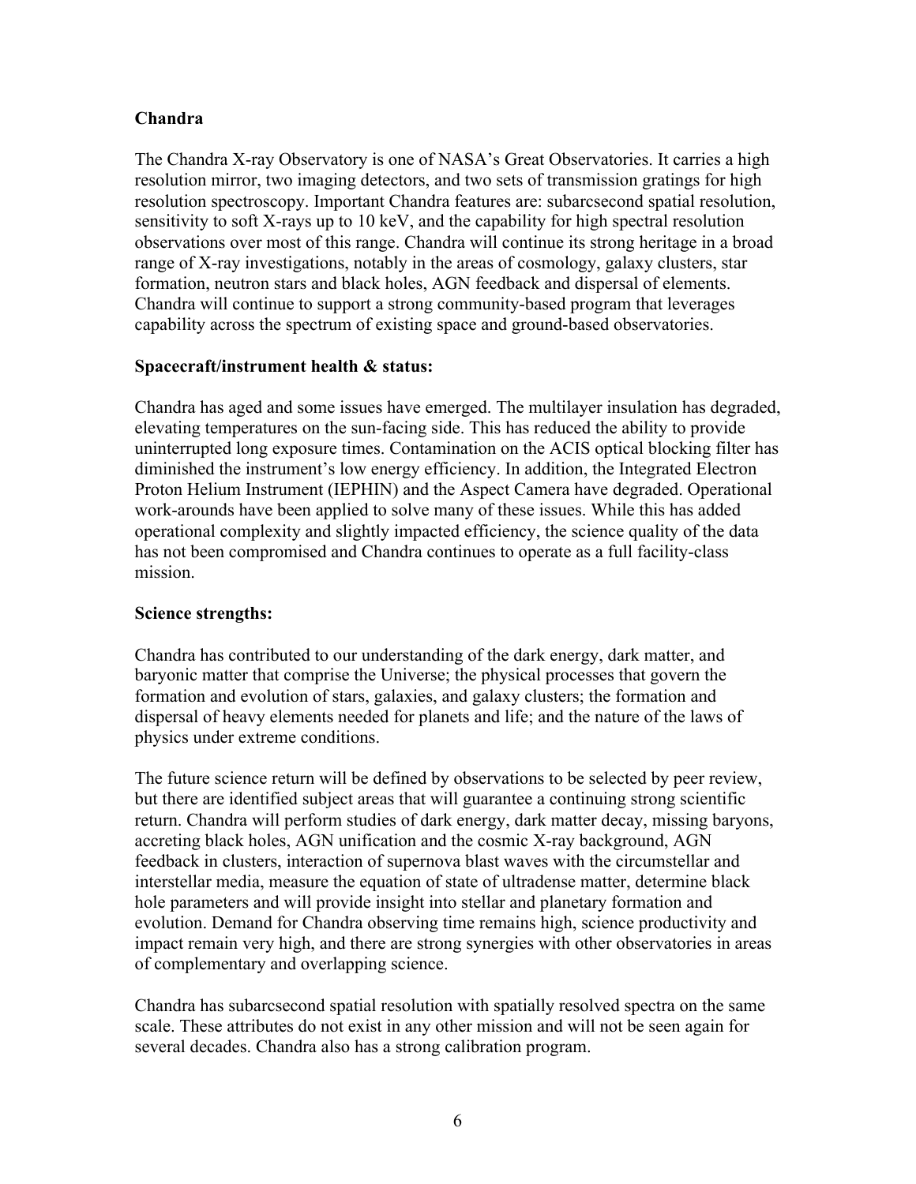**Chandra**

The Chandra X-ray Observatory is one of NASA's Great Observatories. It carries a high resolution mirror, two imaging detectors, and two sets of transmission gratings for high resolution spectroscopy. Important Chandra features are: subarcsecond spatial resolution, sensitivity to soft X-rays up to 10 keV, and the capability for high spectral resolution observations over most of this range. Chandra will continue its strong heritage in a broad range of X-ray investigations, notably in the areas of cosmology, galaxy clusters, star formation, neutron stars and black holes, AGN feedback and dispersal of elements. Chandra will continue to support a strong community-based program that leverages capability across the spectrum of existing space and ground-based observatories.

**Spacecraft/instrument health & status:**

Chandra has aged and some issues have emerged. The multilayer insulation has degraded, elevating temperatures on the sun-facing side. This has reduced the ability to provide uninterrupted long exposure times. Contamination on the ACIS optical blocking filter has diminished the instrument's low energy efficiency. In addition, the Integrated Electron Proton Helium Instrument (IEPHIN) and the Aspect Camera have degraded. Operational work-arounds have been applied to solve many of these issues. While this has added operational complexity and slightly impacted efficiency, the science quality of the data has not been compromised and Chandra continues to operate as a full facility-class mission.

**Science strengths:**

Chandra has contributed to our understanding of the dark energy, dark matter, and baryonic matter that comprise the Universe; the physical processes that govern the formation and evolution of stars, galaxies, and galaxy clusters; the formation and dispersal of heavy elements needed for planets and life; and the nature of the laws of physics under extreme conditions.

The future science return will be defined by observations to be selected by peer review, but there are identified subject areas that will guarantee a continuing strong scientific return. Chandra will perform studies of dark energy, dark matter decay, missing baryons, accreting black holes, AGN unification and the cosmic X-ray background, AGN feedback in clusters, interaction of supernova blast waves with the circumstellar and interstellar media, measure the equation of state of ultradense matter, determine black hole parameters and will provide insight into stellar and planetary formation and evolution. Demand for Chandra observing time remains high, science productivity and impact remain very high, and there are strong synergies with other observatories in areas of complementary and overlapping science.

Chandra has subarcsecond spatial resolution with spatially resolved spectra on the same scale. These attributes do not exist in any other mission and will not be seen again for several decades. Chandra also has a strong calibration program.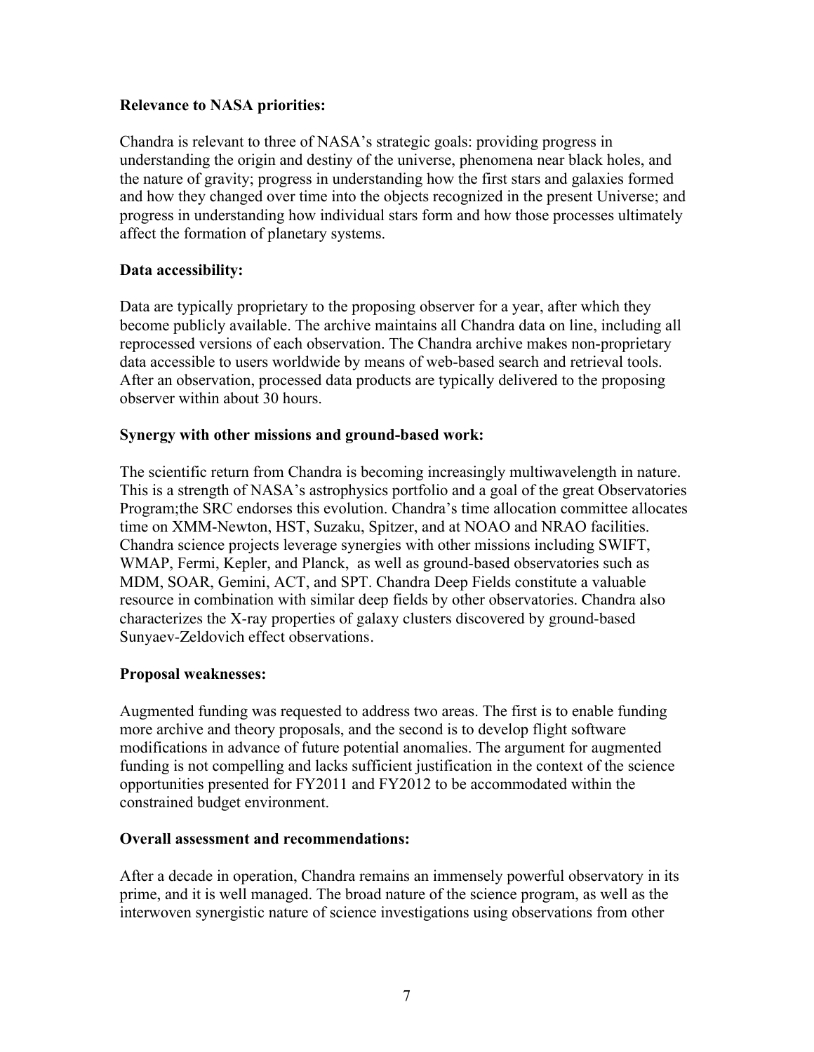**Relevance to NASA priorities:**

Chandra is relevant to three of NASA's strategic goals: providing progress in understanding the origin and destiny of the universe, phenomena near black holes, and the nature of gravity; progress in understanding how the first stars and galaxies formed and how they changed over time into the objects recognized in the present Universe; and progress in understanding how individual stars form and how those processes ultimately affect the formation of planetary systems.

**Data accessibility:**

Data are typically proprietary to the proposing observer for a year, after which they become publicly available. The archive maintains all Chandra data on line, including all reprocessed versions of each observation. The Chandra archive makes non-proprietary data accessible to users worldwide by means of web-based search and retrieval tools. After an observation, processed data products are typically delivered to the proposing observer within about 30 hours.

**Synergy with other missions and ground-based work:**

The scientific return from Chandra is becoming increasingly multiwavelength in nature. This is a strength of NASA's astrophysics portfolio and a goal of the great Observatories Program;the SRC endorses this evolution. Chandra's time allocation committee allocates time on XMM-Newton, HST, Suzaku, Spitzer, and at NOAO and NRAO facilities. Chandra science projects leverage synergies with other missions including SWIFT, WMAP, Fermi, Kepler, and Planck, as well as ground-based observatories such as MDM, SOAR, Gemini, ACT, and SPT. Chandra Deep Fields constitute a valuable resource in combination with similar deep fields by other observatories. Chandra also characterizes the X-ray properties of galaxy clusters discovered by ground-based Sunyaev-Zeldovich effect observations.

**Proposal weaknesses:**

Augmented funding was requested to address two areas. The first is to enable funding more archive and theory proposals, and the second is to develop flight software modifications in advance of future potential anomalies. The argument for augmented funding is not compelling and lacks sufficient justification in the context of the science opportunities presented for FY2011 and FY2012 to be accommodated within the constrained budget environment.

**Overall assessment and recommendations:**

After a decade in operation, Chandra remains an immensely powerful observatory in its prime, and it is well managed. The broad nature of the science program, as well as the interwoven synergistic nature of science investigations using observations from other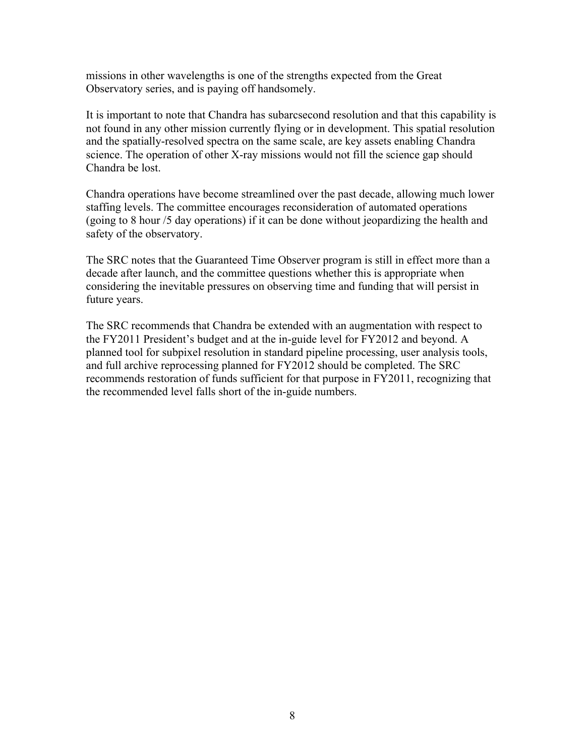missions in other wavelengths is one of the strengths expected from the Great Observatory series, and is paying off handsomely.

It is important to note that Chandra has subarcsecond resolution and that this capability is not found in any other mission currently flying or in development. This spatial resolution and the spatially-resolved spectra on the same scale, are key assets enabling Chandra science. The operation of other X-ray missions would not fill the science gap should Chandra be lost.

Chandra operations have become streamlined over the past decade, allowing much lower staffing levels. The committee encourages reconsideration of automated operations (going to 8 hour /5 day operations) if it can be done without jeopardizing the health and safety of the observatory.

The SRC notes that the Guaranteed Time Observer program is still in effect more than a decade after launch, and the committee questions whether this is appropriate when considering the inevitable pressures on observing time and funding that will persist in future years.

The SRC recommends that Chandra be extended with an augmentation with respect to the FY2011 President's budget and at the in-guide level for FY2012 and beyond. A planned tool for subpixel resolution in standard pipeline processing, user analysis tools, and full archive reprocessing planned for FY2012 should be completed. The SRC recommends restoration of funds sufficient for that purpose in FY2011, recognizing that the recommended level falls short of the in-guide numbers.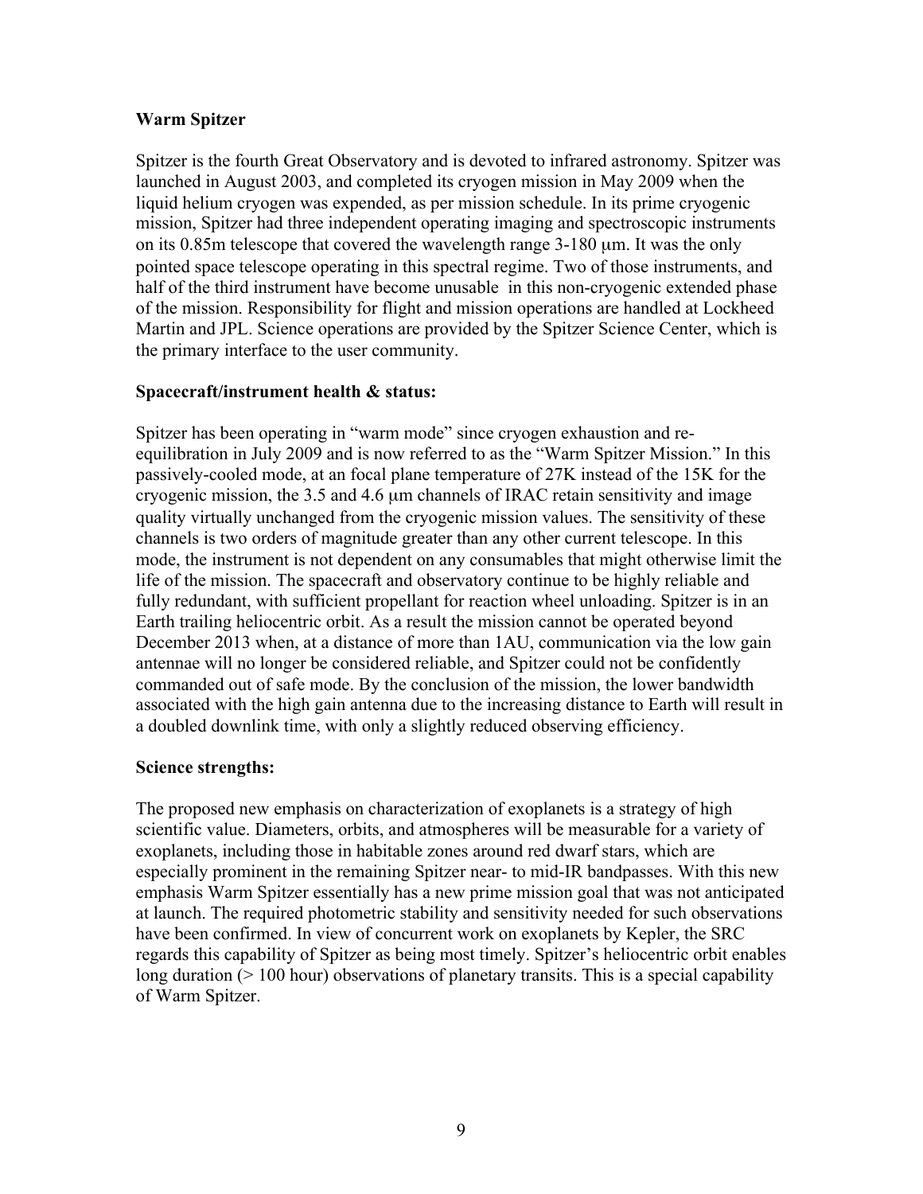**Warm Spitzer**

Spitzer is the fourth Great Observatory and is devoted to infrared astronomy. Spitzer was launched in August 2003, and completed its cryogen mission in May 2009 when the liquid helium cryogen was expended, as per mission schedule. In its prime cryogenic mission, Spitzer had three independent operating imaging and spectroscopic instruments on its 0.85m telescope that covered the wavelength range 3-180 μm. It was the only pointed space telescope operating in this spectral regime. Two of those instruments, and half of the third instrument have become unusable in this non-cryogenic extended phase of the mission. Responsibility for flight and mission operations are handled at Lockheed Martin and JPL. Science operations are provided by the Spitzer Science Center, which is the primary interface to the user community.

**Spacecraft/instrument health & status:**

Spitzer has been operating in "warm mode" since cryogen exhaustion and re-equilibration in July 2009 and is now referred to as the "Warm Spitzer Mission." In this passively-cooled mode, at an focal plane temperature of 27K instead of the 15K for the cryogenic mission, the 3.5 and 4.6 μm channels of IRAC retain sensitivity and image quality virtually unchanged from the cryogenic mission values. The sensitivity of these channels is two orders of magnitude greater than any other current telescope. In this mode, the instrument is not dependent on any consumables that might otherwise limit the life of the mission. The spacecraft and observatory continue to be highly reliable and fully redundant, with sufficient propellant for reaction wheel unloading. Spitzer is in an Earth trailing heliocentric orbit. As a result the mission cannot be operated beyond December 2013 when, at a distance of more than 1AU, communication via the low gain antennae will no longer be considered reliable, and Spitzer could not be confidently commanded out of safe mode. By the conclusion of the mission, the lower bandwidth associated with the high gain antenna due to the increasing distance to Earth will result in a doubled downlink time, with only a slightly reduced observing efficiency.

**Science strengths:**

The proposed new emphasis on characterization of exoplanets is a strategy of high scientific value. Diameters, orbits, and atmospheres will be measurable for a variety of exoplanets, including those in habitable zones around red dwarf stars, which are especially prominent in the remaining Spitzer near- to mid-IR bandpasses. With this new emphasis Warm Spitzer essentially has a new prime mission goal that was not anticipated at launch. The required photometric stability and sensitivity needed for such observations have been confirmed. In view of concurrent work on exoplanets by Kepler, the SRC regards this capability of Spitzer as being most timely. Spitzer's heliocentric orbit enables long duration (> 100 hour) observations of planetary transits. This is a special capability of Warm Spitzer.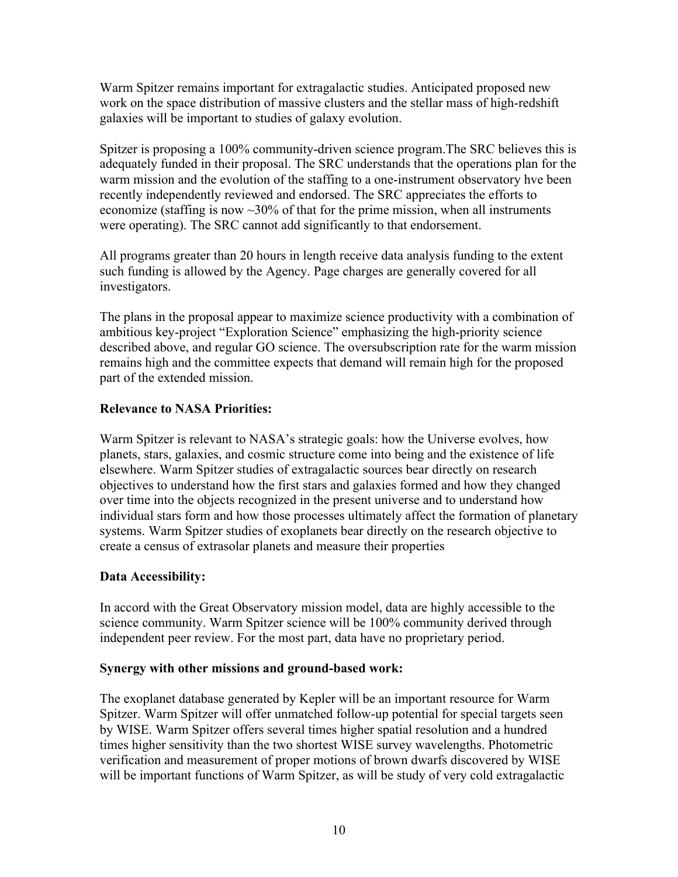Warm Spitzer remains important for extragalactic studies. Anticipated proposed new work on the space distribution of massive clusters and the stellar mass of high-redshift galaxies will be important to studies of galaxy evolution.

Spitzer is proposing a 100% community-driven science program.The SRC believes this is adequately funded in their proposal. The SRC understands that the operations plan for the warm mission and the evolution of the staffing to a one-instrument observatory hve been recently independently reviewed and endorsed. The SRC appreciates the efforts to economize (staffing is now ~30% of that for the prime mission, when all instruments were operating). The SRC cannot add significantly to that endorsement.

All programs greater than 20 hours in length receive data analysis funding to the extent such funding is allowed by the Agency. Page charges are generally covered for all investigators.

The plans in the proposal appear to maximize science productivity with a combination of ambitious key-project "Exploration Science" emphasizing the high-priority science described above, and regular GO science. The oversubscription rate for the warm mission remains high and the committee expects that demand will remain high for the proposed part of the extended mission.

**Relevance to NASA Priorities:**

Warm Spitzer is relevant to NASA's strategic goals: how the Universe evolves, how planets, stars, galaxies, and cosmic structure come into being and the existence of life elsewhere. Warm Spitzer studies of extragalactic sources bear directly on research objectives to understand how the first stars and galaxies formed and how they changed over time into the objects recognized in the present universe and to understand how individual stars form and how those processes ultimately affect the formation of planetary systems. Warm Spitzer studies of exoplanets bear directly on the research objective to create a census of extrasolar planets and measure their properties

**Data Accessibility:**

In accord with the Great Observatory mission model, data are highly accessible to the science community. Warm Spitzer science will be 100% community derived through independent peer review. For the most part, data have no proprietary period.

**Synergy with other missions and ground-based work:**

The exoplanet database generated by Kepler will be an important resource for Warm Spitzer. Warm Spitzer will offer unmatched follow-up potential for special targets seen by WISE. Warm Spitzer offers several times higher spatial resolution and a hundred times higher sensitivity than the two shortest WISE survey wavelengths. Photometric verification and measurement of proper motions of brown dwarfs discovered by WISE will be important functions of Warm Spitzer, as will be study of very cold extragalactic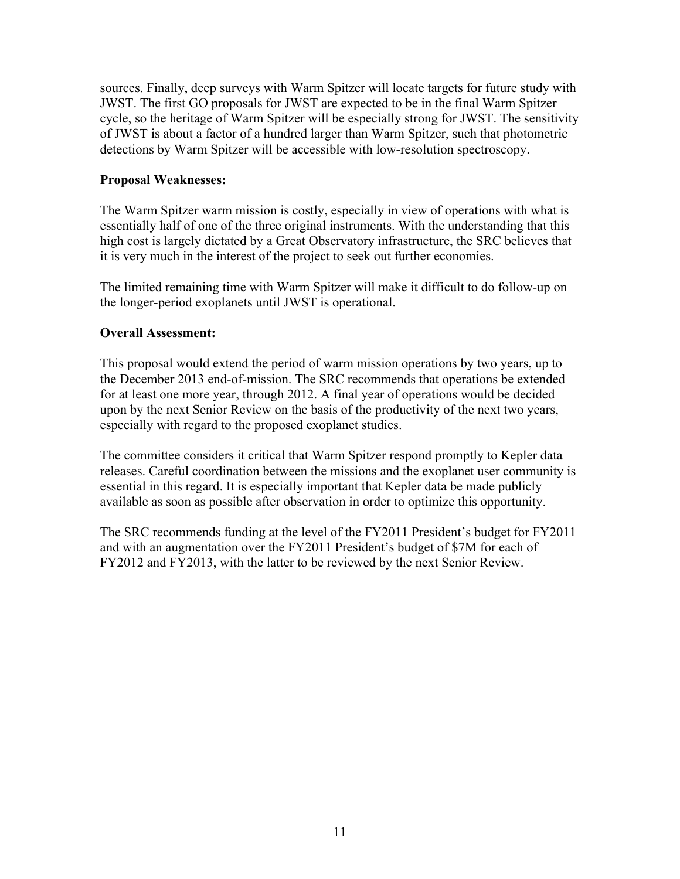sources. Finally, deep surveys with Warm Spitzer will locate targets for future study with JWST. The first GO proposals for JWST are expected to be in the final Warm Spitzer cycle, so the heritage of Warm Spitzer will be especially strong for JWST. The sensitivity of JWST is about a factor of a hundred larger than Warm Spitzer, such that photometric detections by Warm Spitzer will be accessible with low-resolution spectroscopy.

**Proposal Weaknesses:**

The Warm Spitzer warm mission is costly, especially in view of operations with what is essentially half of one of the three original instruments. With the understanding that this high cost is largely dictated by a Great Observatory infrastructure, the SRC believes that it is very much in the interest of the project to seek out further economies.

The limited remaining time with Warm Spitzer will make it difficult to do follow-up on the longer-period exoplanets until JWST is operational.

**Overall Assessment:**

This proposal would extend the period of warm mission operations by two years, up to the December 2013 end-of-mission. The SRC recommends that operations be extended for at least one more year, through 2012. A final year of operations would be decided upon by the next Senior Review on the basis of the productivity of the next two years, especially with regard to the proposed exoplanet studies.

The committee considers it critical that Warm Spitzer respond promptly to Kepler data releases. Careful coordination between the missions and the exoplanet user community is essential in this regard. It is especially important that Kepler data be made publicly available as soon as possible after observation in order to optimize this opportunity.

The SRC recommends funding at the level of the FY2011 President's budget for FY2011 and with an augmentation over the FY2011 President's budget of $7M for each of FY2012 and FY2013, with the latter to be reviewed by the next Senior Review.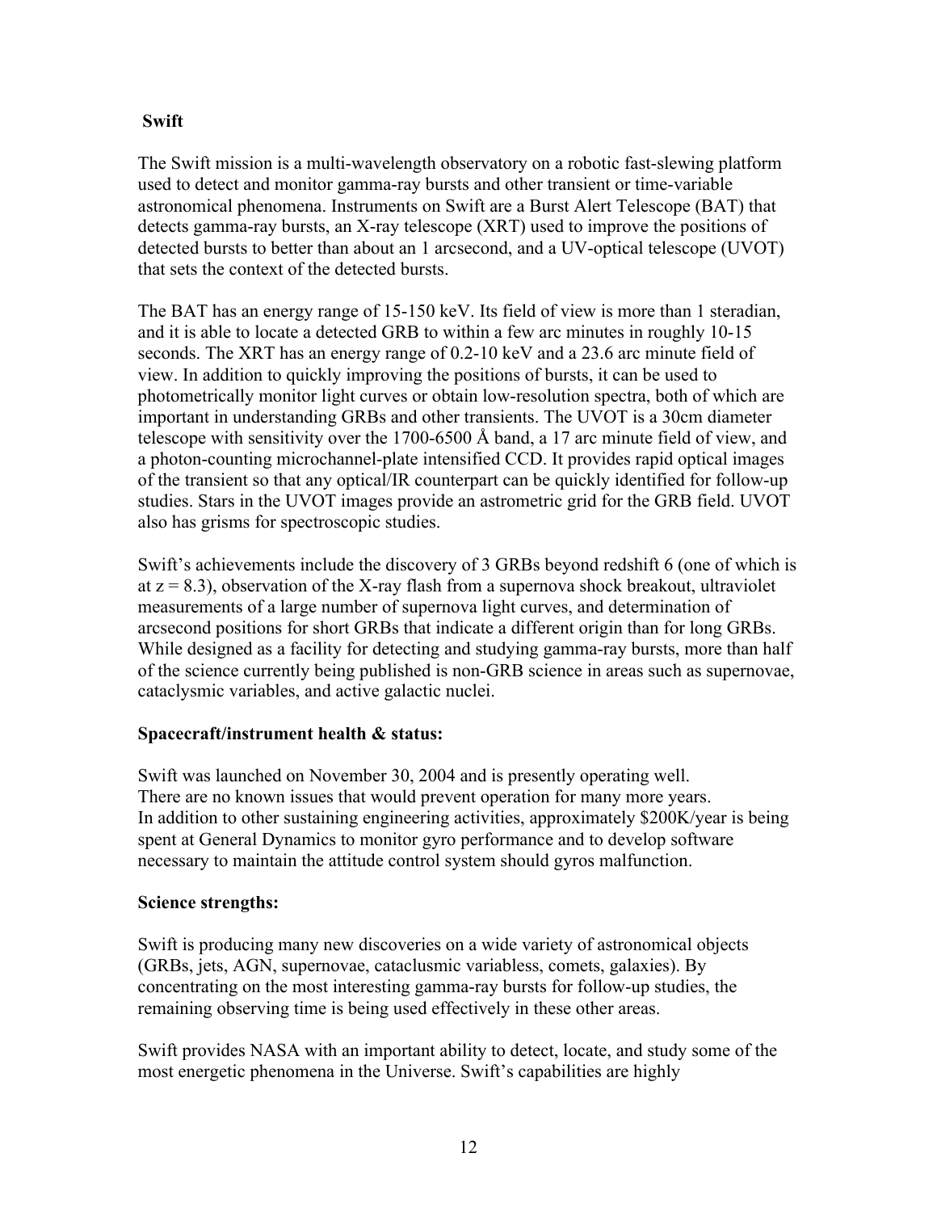## Swift

The Swift mission is a multi-wavelength observatory on a robotic fast-slewing platform used to detect and monitor gamma-ray bursts and other transient or time-variable astronomical phenomena. Instruments on Swift are a Burst Alert Telescope (BAT) that detects gamma-ray bursts, an X-ray telescope (XRT) used to improve the positions of detected bursts to better than about an 1 arcsecond, and a UV-optical telescope (UVOT) that sets the context of the detected bursts.

The BAT has an energy range of 15-150 keV. Its field of view is more than 1 steradian, and it is able to locate a detected GRB to within a few arc minutes in roughly 10-15 seconds. The XRT has an energy range of 0.2-10 keV and a 23.6 arc minute field of view. In addition to quickly improving the positions of bursts, it can be used to photometrically monitor light curves or obtain low-resolution spectra, both of which are important in understanding GRBs and other transients. The UVOT is a 30cm diameter telescope with sensitivity over the 1700-6500 Å band, a 17 arc minute field of view, and a photon-counting microchannel-plate intensified CCD. It provides rapid optical images of the transient so that any optical/IR counterpart can be quickly identified for follow-up studies. Stars in the UVOT images provide an astrometric grid for the GRB field. UVOT also has grisms for spectroscopic studies.

Swift's achievements include the discovery of 3 GRBs beyond redshift 6 (one of which is at $z = 8.3$), observation of the X-ray flash from a supernova shock breakout, ultraviolet measurements of a large number of supernova light curves, and determination of arcsecond positions for short GRBs that indicate a different origin than for long GRBs. While designed as a facility for detecting and studying gamma-ray bursts, more than half of the science currently being published is non-GRB science in areas such as supernovae, cataclysmic variables, and active galactic nuclei.

### Spacecraft/instrument health & status:

Swift was launched on November 30, 2004 and is presently operating well. There are no known issues that would prevent operation for many more years. In addition to other sustaining engineering activities, approximately $200K/year is being spent at General Dynamics to monitor gyro performance and to develop software necessary to maintain the attitude control system should gyros malfunction.

### Science strengths:

Swift is producing many new discoveries on a wide variety of astronomical objects (GRBs, jets, AGN, supernovae, cataclusmic variabless, comets, galaxies). By concentrating on the most interesting gamma-ray bursts for follow-up studies, the remaining observing time is being used effectively in these other areas.

Swift provides NASA with an important ability to detect, locate, and study some of the most energetic phenomena in the Universe. Swift's capabilities are highly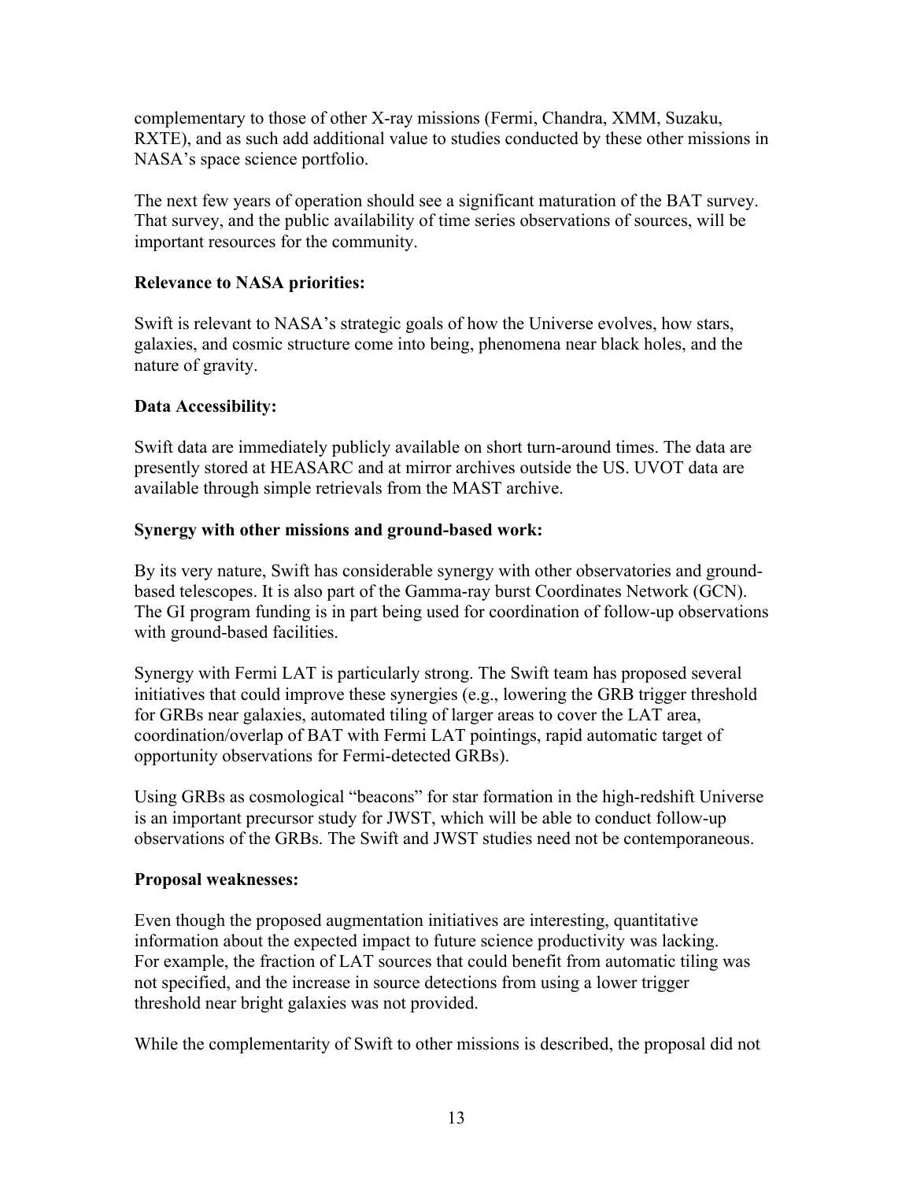complementary to those of other X-ray missions (Fermi, Chandra, XMM, Suzaku, RXTE), and as such add additional value to studies conducted by these other missions in NASA's space science portfolio.

The next few years of operation should see a significant maturation of the BAT survey. That survey, and the public availability of time series observations of sources, will be important resources for the community.

**Relevance to NASA priorities:**

Swift is relevant to NASA's strategic goals of how the Universe evolves, how stars, galaxies, and cosmic structure come into being, phenomena near black holes, and the nature of gravity.

**Data Accessibility:**

Swift data are immediately publicly available on short turn-around times. The data are presently stored at HEASARC and at mirror archives outside the US. UVOT data are available through simple retrievals from the MAST archive.

**Synergy with other missions and ground-based work:**

By its very nature, Swift has considerable synergy with other observatories and ground-based telescopes. It is also part of the Gamma-ray burst Coordinates Network (GCN). The GI program funding is in part being used for coordination of follow-up observations with ground-based facilities.

Synergy with Fermi LAT is particularly strong. The Swift team has proposed several initiatives that could improve these synergies (e.g., lowering the GRB trigger threshold for GRBs near galaxies, automated tiling of larger areas to cover the LAT area, coordination/overlap of BAT with Fermi LAT pointings, rapid automatic target of opportunity observations for Fermi-detected GRBs).

Using GRBs as cosmological "beacons" for star formation in the high-redshift Universe is an important precursor study for JWST, which will be able to conduct follow-up observations of the GRBs. The Swift and JWST studies need not be contemporaneous.

**Proposal weaknesses:**

Even though the proposed augmentation initiatives are interesting, quantitative information about the expected impact to future science productivity was lacking. For example, the fraction of LAT sources that could benefit from automatic tiling was not specified, and the increase in source detections from using a lower trigger threshold near bright galaxies was not provided.

While the complementarity of Swift to other missions is described, the proposal did not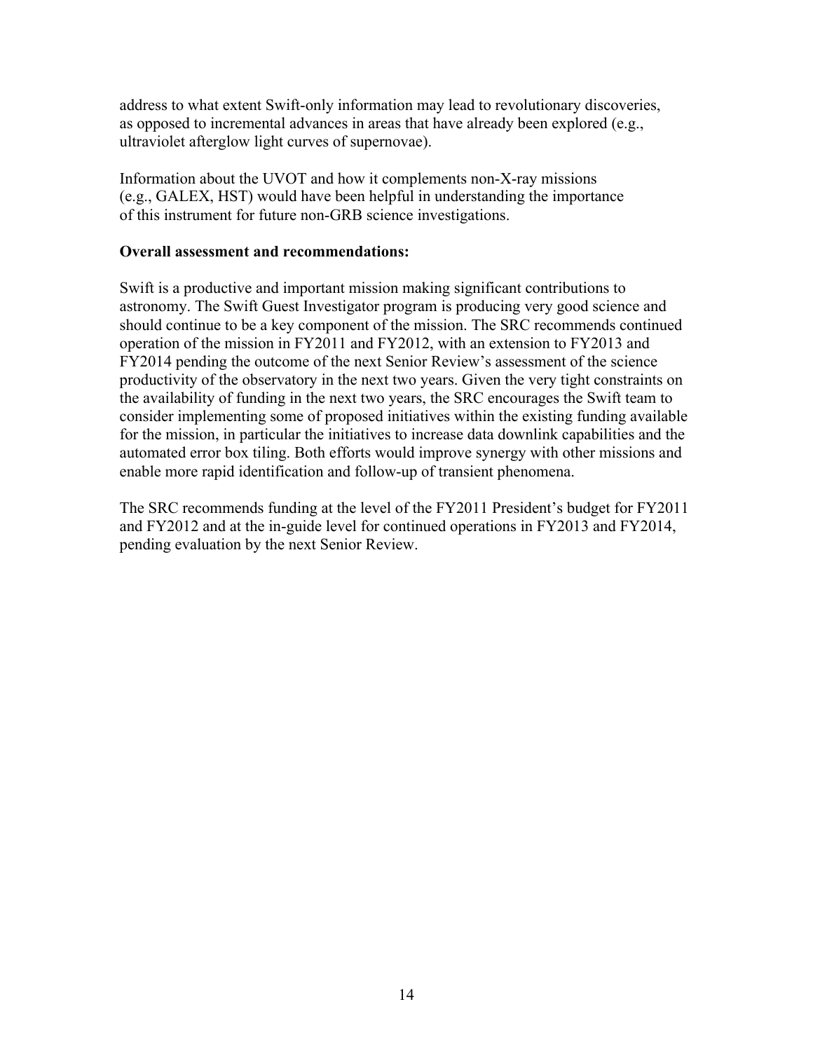address to what extent Swift-only information may lead to revolutionary discoveries, as opposed to incremental advances in areas that have already been explored (e.g., ultraviolet afterglow light curves of supernovae).

Information about the UVOT and how it complements non-X-ray missions (e.g., GALEX, HST) would have been helpful in understanding the importance of this instrument for future non-GRB science investigations.

**Overall assessment and recommendations:**

Swift is a productive and important mission making significant contributions to astronomy. The Swift Guest Investigator program is producing very good science and should continue to be a key component of the mission. The SRC recommends continued operation of the mission in FY2011 and FY2012, with an extension to FY2013 and FY2014 pending the outcome of the next Senior Review's assessment of the science productivity of the observatory in the next two years. Given the very tight constraints on the availability of funding in the next two years, the SRC encourages the Swift team to consider implementing some of proposed initiatives within the existing funding available for the mission, in particular the initiatives to increase data downlink capabilities and the automated error box tiling. Both efforts would improve synergy with other missions and enable more rapid identification and follow-up of transient phenomena.

The SRC recommends funding at the level of the FY2011 President's budget for FY2011 and FY2012 and at the in-guide level for continued operations in FY2013 and FY2014, pending evaluation by the next Senior Review.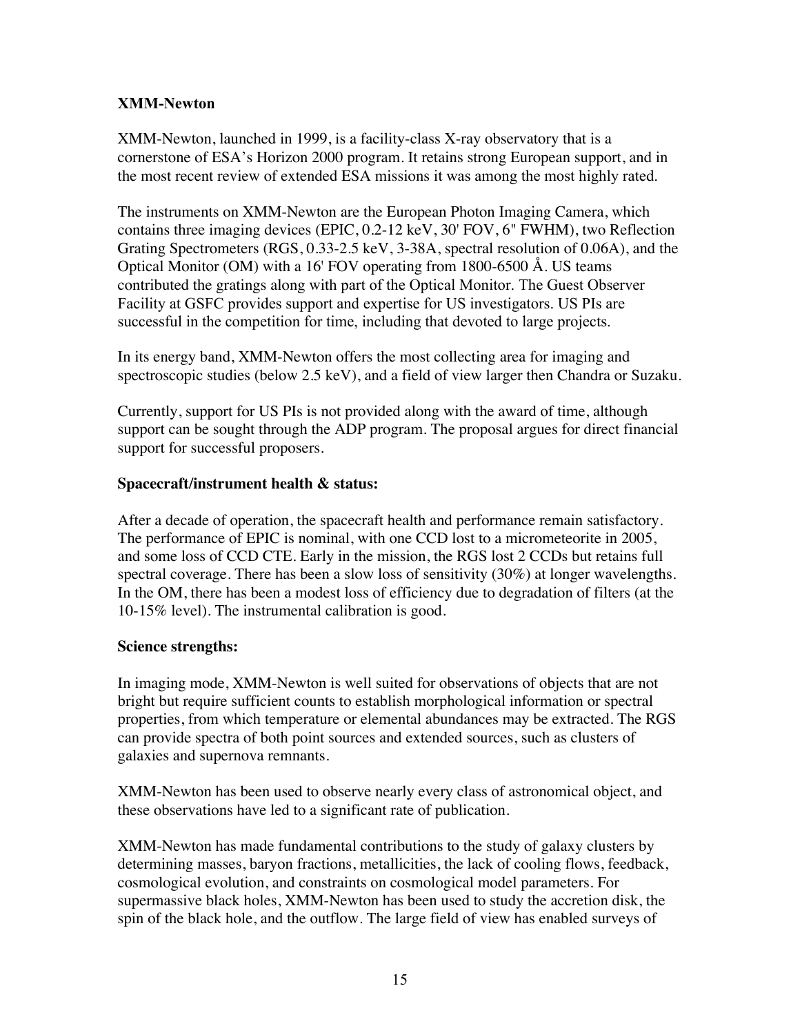**XMM-Newton**

XMM-Newton, launched in 1999, is a facility-class X-ray observatory that is a cornerstone of ESA's Horizon 2000 program. It retains strong European support, and in the most recent review of extended ESA missions it was among the most highly rated.

The instruments on XMM-Newton are the European Photon Imaging Camera, which contains three imaging devices (EPIC, 0.2-12 keV, 30' FOV, 6" FWHM), two Reflection Grating Spectrometers (RGS, 0.33-2.5 keV, 3-38A, spectral resolution of 0.06A), and the Optical Monitor (OM) with a 16' FOV operating from 1800-6500 Å. US teams contributed the gratings along with part of the Optical Monitor. The Guest Observer Facility at GSFC provides support and expertise for US investigators. US PIs are successful in the competition for time, including that devoted to large projects.

In its energy band, XMM-Newton offers the most collecting area for imaging and spectroscopic studies (below 2.5 keV), and a field of view larger then Chandra or Suzaku.

Currently, support for US PIs is not provided along with the award of time, although support can be sought through the ADP program. The proposal argues for direct financial support for successful proposers.

**Spacecraft/instrument health & status:**

After a decade of operation, the spacecraft health and performance remain satisfactory. The performance of EPIC is nominal, with one CCD lost to a micrometeorite in 2005, and some loss of CCD CTE. Early in the mission, the RGS lost 2 CCDs but retains full spectral coverage. There has been a slow loss of sensitivity (30%) at longer wavelengths. In the OM, there has been a modest loss of efficiency due to degradation of filters (at the 10-15% level). The instrumental calibration is good.

**Science strengths:**

In imaging mode, XMM-Newton is well suited for observations of objects that are not bright but require sufficient counts to establish morphological information or spectral properties, from which temperature or elemental abundances may be extracted. The RGS can provide spectra of both point sources and extended sources, such as clusters of galaxies and supernova remnants.

XMM-Newton has been used to observe nearly every class of astronomical object, and these observations have led to a significant rate of publication.

XMM-Newton has made fundamental contributions to the study of galaxy clusters by determining masses, baryon fractions, metallicities, the lack of cooling flows, feedback, cosmological evolution, and constraints on cosmological model parameters. For supermassive black holes, XMM-Newton has been used to study the accretion disk, the spin of the black hole, and the outflow. The large field of view has enabled surveys of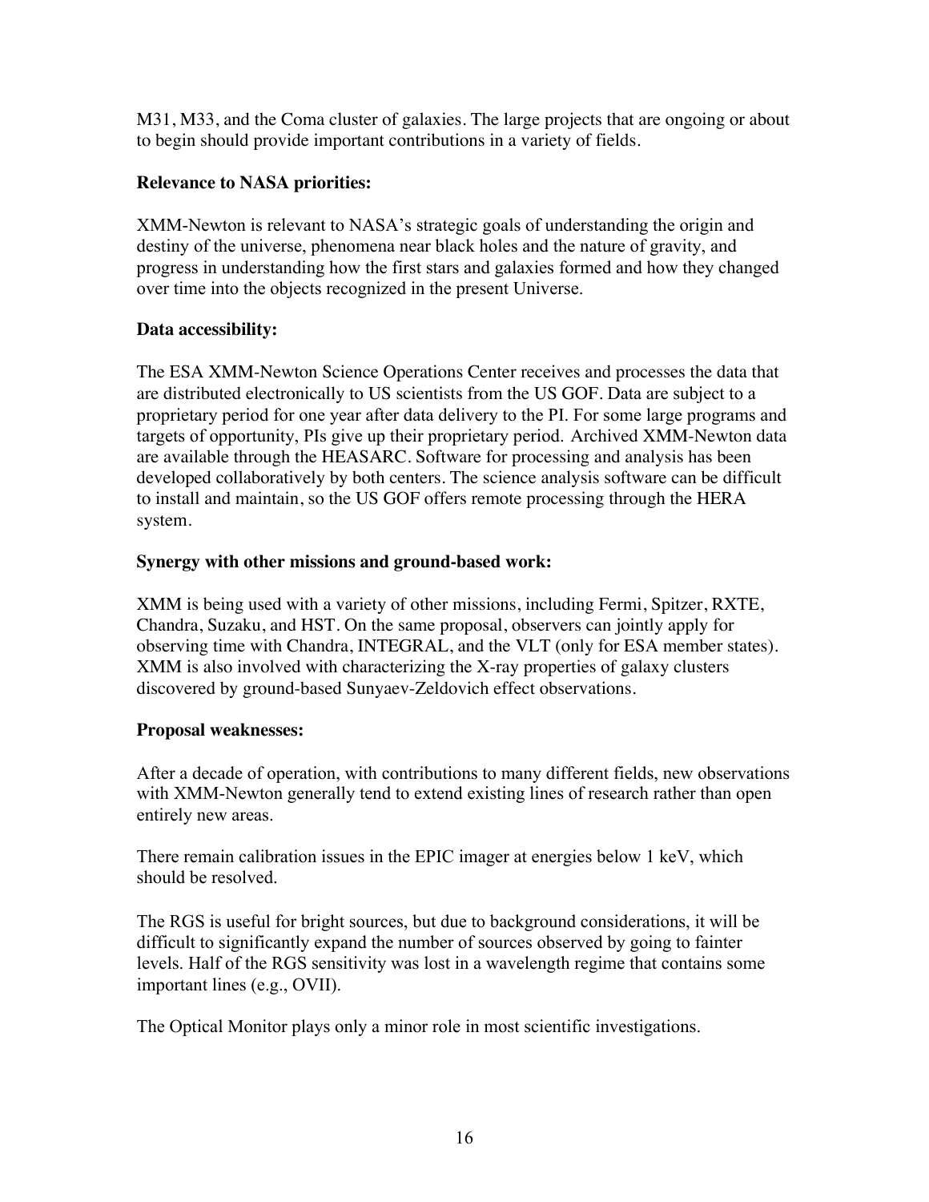M31, M33, and the Coma cluster of galaxies. The large projects that are ongoing or about to begin should provide important contributions in a variety of fields.

**Relevance to NASA priorities:**

XMM-Newton is relevant to NASA's strategic goals of understanding the origin and destiny of the universe, phenomena near black holes and the nature of gravity, and progress in understanding how the first stars and galaxies formed and how they changed over time into the objects recognized in the present Universe.

**Data accessibility:**

The ESA XMM-Newton Science Operations Center receives and processes the data that are distributed electronically to US scientists from the US GOF. Data are subject to a proprietary period for one year after data delivery to the PI. For some large programs and targets of opportunity, PIs give up their proprietary period. Archived XMM-Newton data are available through the HEASARC. Software for processing and analysis has been developed collaboratively by both centers. The science analysis software can be difficult to install and maintain, so the US GOF offers remote processing through the HERA system.

**Synergy with other missions and ground-based work:**

XMM is being used with a variety of other missions, including Fermi, Spitzer, RXTE, Chandra, Suzaku, and HST. On the same proposal, observers can jointly apply for observing time with Chandra, INTEGRAL, and the VLT (only for ESA member states). XMM is also involved with characterizing the X-ray properties of galaxy clusters discovered by ground-based Sunyaev-Zeldovich effect observations.

**Proposal weaknesses:**

After a decade of operation, with contributions to many different fields, new observations with XMM-Newton generally tend to extend existing lines of research rather than open entirely new areas.

There remain calibration issues in the EPIC imager at energies below 1 keV, which should be resolved.

The RGS is useful for bright sources, but due to background considerations, it will be difficult to significantly expand the number of sources observed by going to fainter levels. Half of the RGS sensitivity was lost in a wavelength regime that contains some important lines (e.g., OVII).

The Optical Monitor plays only a minor role in most scientific investigations.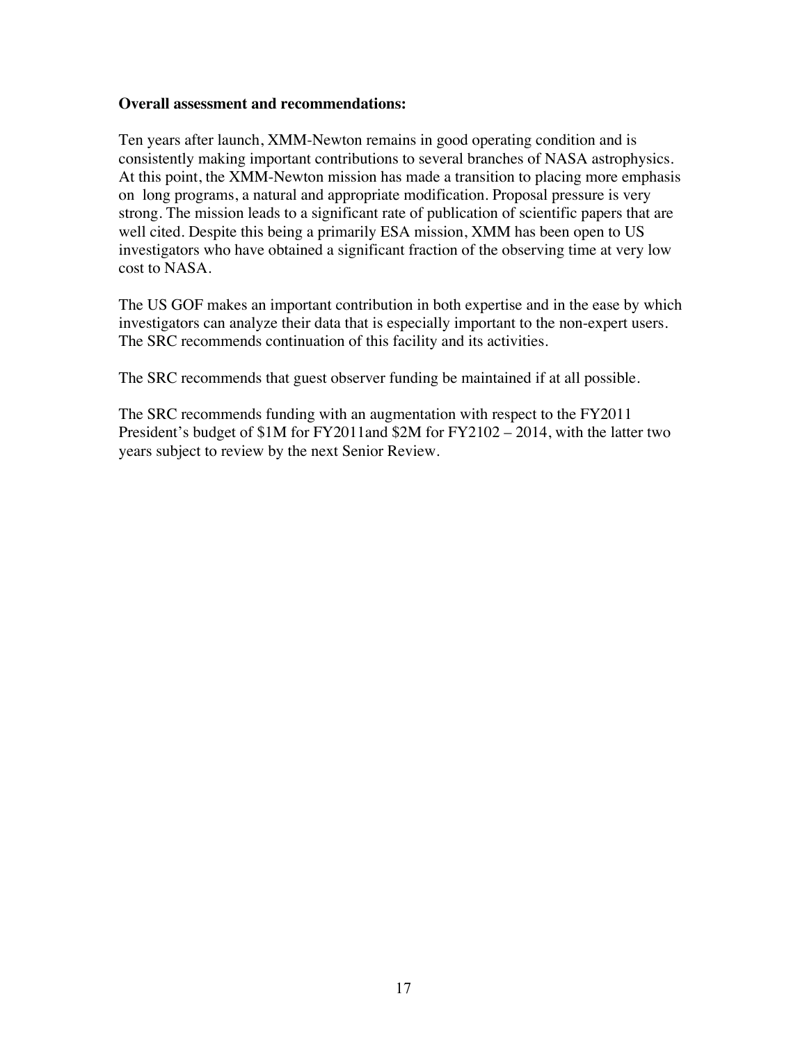**Overall assessment and recommendations:**

Ten years after launch, XMM-Newton remains in good operating condition and is consistently making important contributions to several branches of NASA astrophysics. At this point, the XMM-Newton mission has made a transition to placing more emphasis on long programs, a natural and appropriate modification. Proposal pressure is very strong. The mission leads to a significant rate of publication of scientific papers that are well cited. Despite this being a primarily ESA mission, XMM has been open to US investigators who have obtained a significant fraction of the observing time at very low cost to NASA.

The US GOF makes an important contribution in both expertise and in the ease by which investigators can analyze their data that is especially important to the non-expert users. The SRC recommends continuation of this facility and its activities.

The SRC recommends that guest observer funding be maintained if at all possible.

The SRC recommends funding with an augmentation with respect to the FY2011 President's budget of $1M for FY2011and $2M for FY2102 – 2014, with the latter two years subject to review by the next Senior Review.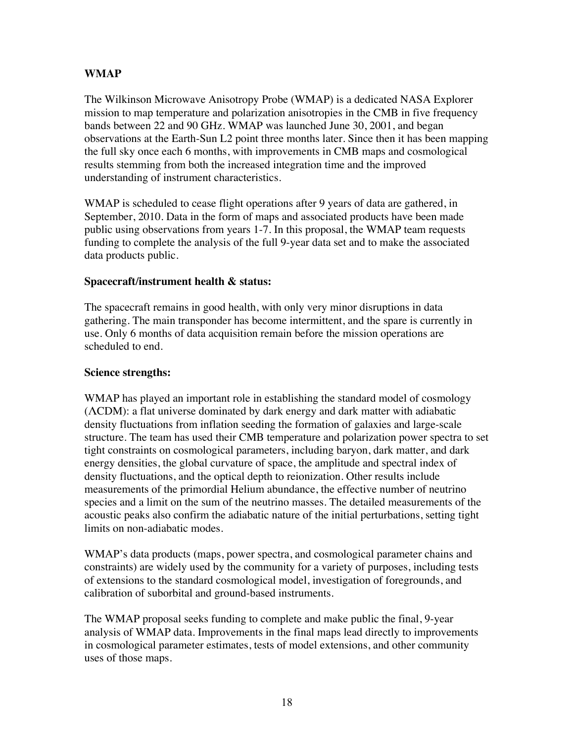**WMAP**

The Wilkinson Microwave Anisotropy Probe (WMAP) is a dedicated NASA Explorer mission to map temperature and polarization anisotropies in the CMB in five frequency bands between 22 and 90 GHz. WMAP was launched June 30, 2001, and began observations at the Earth-Sun L2 point three months later. Since then it has been mapping the full sky once each 6 months, with improvements in CMB maps and cosmological results stemming from both the increased integration time and the improved understanding of instrument characteristics.

WMAP is scheduled to cease flight operations after 9 years of data are gathered, in September, 2010. Data in the form of maps and associated products have been made public using observations from years 1-7. In this proposal, the WMAP team requests funding to complete the analysis of the full 9-year data set and to make the associated data products public.

**Spacecraft/instrument health & status:**

The spacecraft remains in good health, with only very minor disruptions in data gathering. The main transponder has become intermittent, and the spare is currently in use. Only 6 months of data acquisition remain before the mission operations are scheduled to end.

**Science strengths:**

WMAP has played an important role in establishing the standard model of cosmology ($\Lambda$CDM): a flat universe dominated by dark energy and dark matter with adiabatic density fluctuations from inflation seeding the formation of galaxies and large-scale structure. The team has used their CMB temperature and polarization power spectra to set tight constraints on cosmological parameters, including baryon, dark matter, and dark energy densities, the global curvature of space, the amplitude and spectral index of density fluctuations, and the optical depth to reionization. Other results include measurements of the primordial Helium abundance, the effective number of neutrino species and a limit on the sum of the neutrino masses. The detailed measurements of the acoustic peaks also confirm the adiabatic nature of the initial perturbations, setting tight limits on non-adiabatic modes.

WMAP's data products (maps, power spectra, and cosmological parameter chains and constraints) are widely used by the community for a variety of purposes, including tests of extensions to the standard cosmological model, investigation of foregrounds, and calibration of suborbital and ground-based instruments.

The WMAP proposal seeks funding to complete and make public the final, 9-year analysis of WMAP data. Improvements in the final maps lead directly to improvements in cosmological parameter estimates, tests of model extensions, and other community uses of those maps.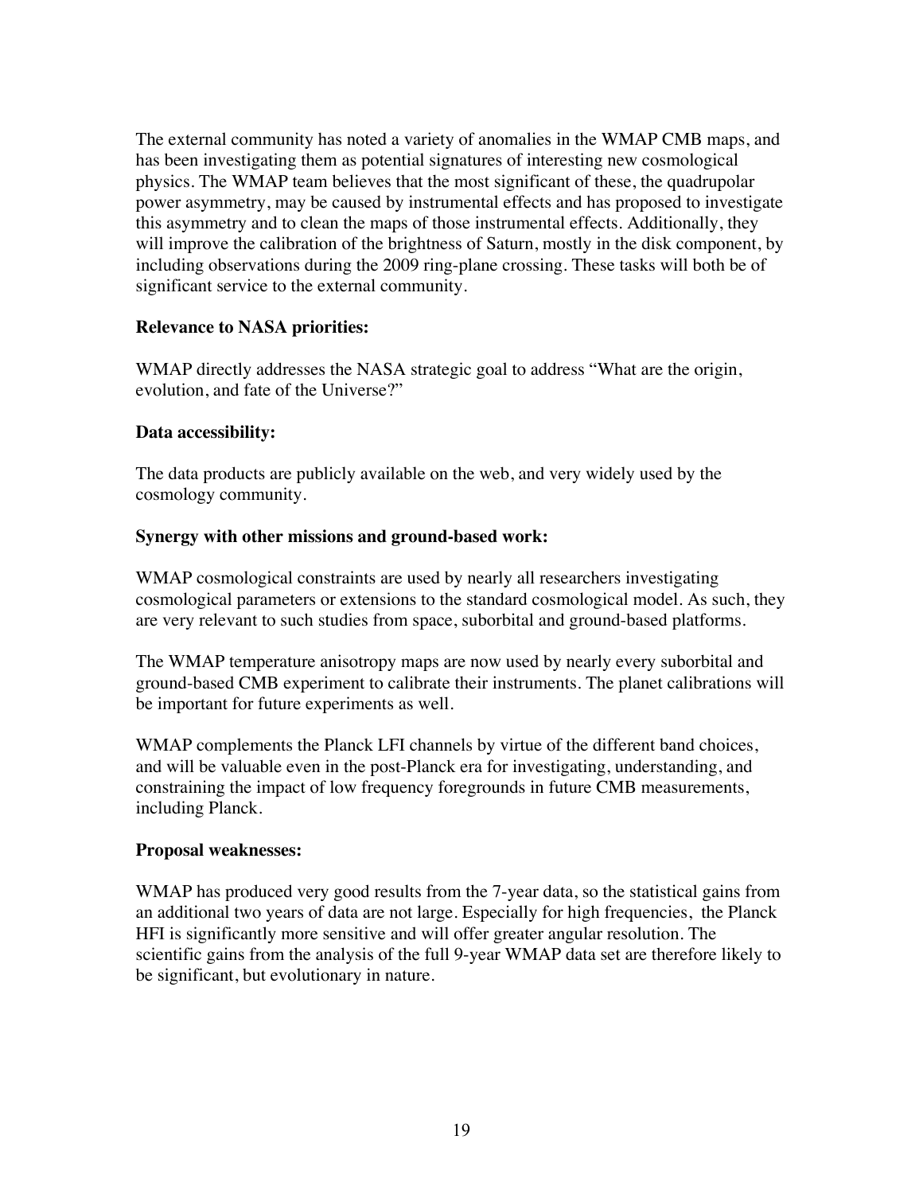The external community has noted a variety of anomalies in the WMAP CMB maps, and has been investigating them as potential signatures of interesting new cosmological physics. The WMAP team believes that the most significant of these, the quadrupolar power asymmetry, may be caused by instrumental effects and has proposed to investigate this asymmetry and to clean the maps of those instrumental effects. Additionally, they will improve the calibration of the brightness of Saturn, mostly in the disk component, by including observations during the 2009 ring-plane crossing. These tasks will both be of significant service to the external community.

**Relevance to NASA priorities:**

WMAP directly addresses the NASA strategic goal to address "What are the origin, evolution, and fate of the Universe?"

**Data accessibility:**

The data products are publicly available on the web, and very widely used by the cosmology community.

**Synergy with other missions and ground-based work:**

WMAP cosmological constraints are used by nearly all researchers investigating cosmological parameters or extensions to the standard cosmological model. As such, they are very relevant to such studies from space, suborbital and ground-based platforms.

The WMAP temperature anisotropy maps are now used by nearly every suborbital and ground-based CMB experiment to calibrate their instruments. The planet calibrations will be important for future experiments as well.

WMAP complements the Planck LFI channels by virtue of the different band choices, and will be valuable even in the post-Planck era for investigating, understanding, and constraining the impact of low frequency foregrounds in future CMB measurements, including Planck.

**Proposal weaknesses:**

WMAP has produced very good results from the 7-year data, so the statistical gains from an additional two years of data are not large. Especially for high frequencies, the Planck HFI is significantly more sensitive and will offer greater angular resolution. The scientific gains from the analysis of the full 9-year WMAP data set are therefore likely to be significant, but evolutionary in nature.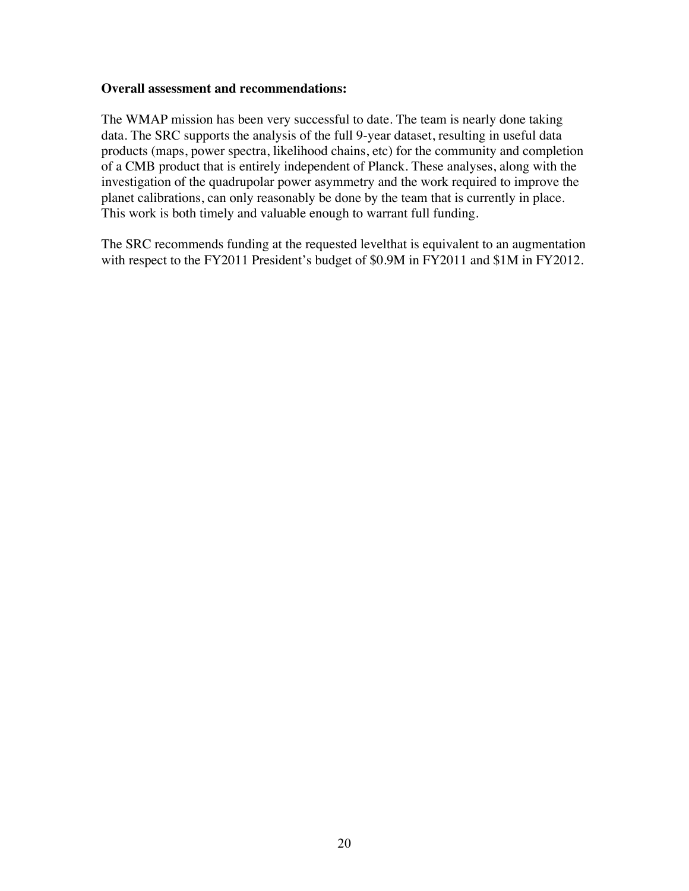**Overall assessment and recommendations:**

The WMAP mission has been very successful to date. The team is nearly done taking data. The SRC supports the analysis of the full 9-year dataset, resulting in useful data products (maps, power spectra, likelihood chains, etc) for the community and completion of a CMB product that is entirely independent of Planck. These analyses, along with the investigation of the quadrupolar power asymmetry and the work required to improve the planet calibrations, can only reasonably be done by the team that is currently in place. This work is both timely and valuable enough to warrant full funding.

The SRC recommends funding at the requested levelthat is equivalent to an augmentation with respect to the FY2011 President's budget of \$0.9M in FY2011 and \$1M in FY2012.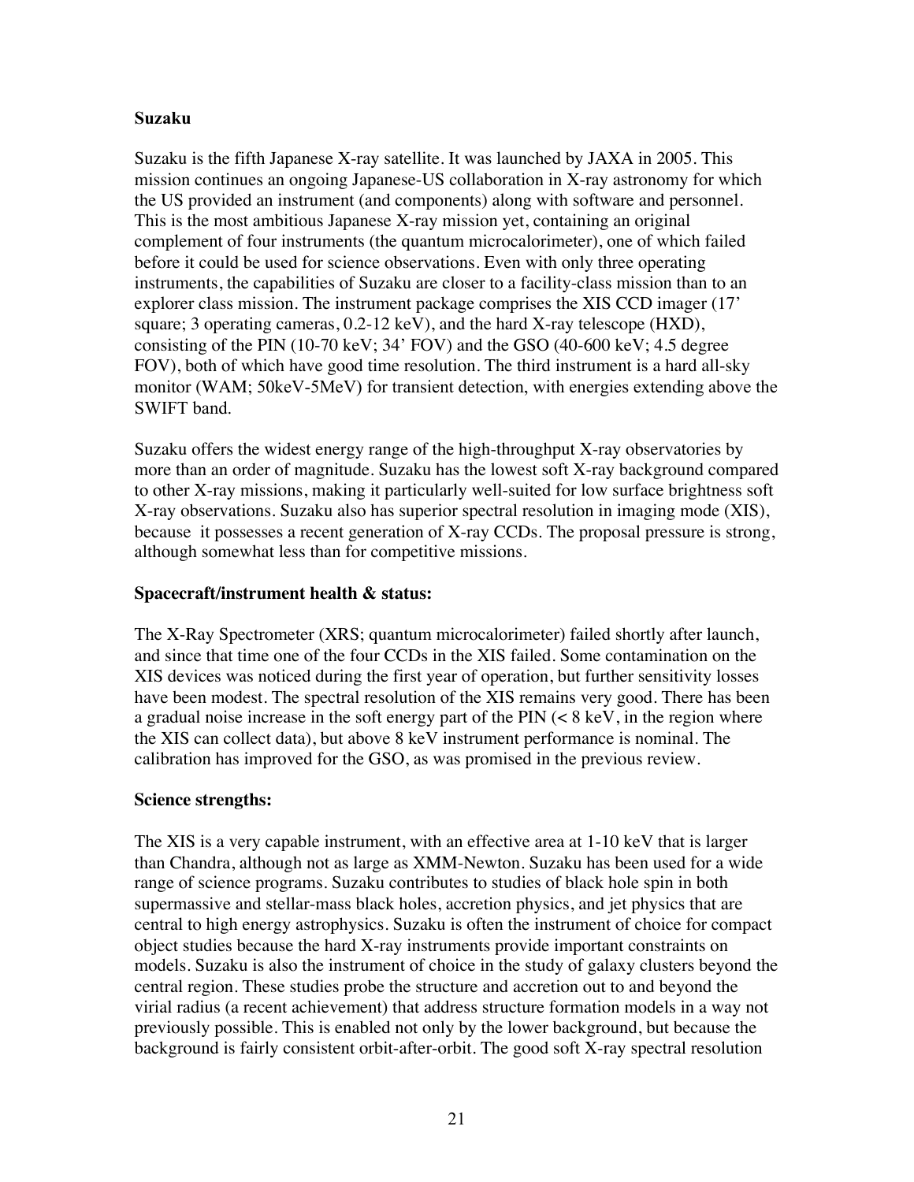**Suzaku**

Suzaku is the fifth Japanese X-ray satellite. It was launched by JAXA in 2005. This mission continues an ongoing Japanese-US collaboration in X-ray astronomy for which the US provided an instrument (and components) along with software and personnel. This is the most ambitious Japanese X-ray mission yet, containing an original complement of four instruments (the quantum microcalorimeter), one of which failed before it could be used for science observations. Even with only three operating instruments, the capabilities of Suzaku are closer to a facility-class mission than to an explorer class mission. The instrument package comprises the XIS CCD imager (17' square; 3 operating cameras, 0.2-12 keV), and the hard X-ray telescope (HXD), consisting of the PIN (10-70 keV; 34' FOV) and the GSO (40-600 keV; 4.5 degree FOV), both of which have good time resolution. The third instrument is a hard all-sky monitor (WAM; 50keV-5MeV) for transient detection, with energies extending above the SWIFT band.

Suzaku offers the widest energy range of the high-throughput X-ray observatories by more than an order of magnitude. Suzaku has the lowest soft X-ray background compared to other X-ray missions, making it particularly well-suited for low surface brightness soft X-ray observations. Suzaku also has superior spectral resolution in imaging mode (XIS), because it possesses a recent generation of X-ray CCDs. The proposal pressure is strong, although somewhat less than for competitive missions.

**Spacecraft/instrument health & status:**

The X-Ray Spectrometer (XRS; quantum microcalorimeter) failed shortly after launch, and since that time one of the four CCDs in the XIS failed. Some contamination on the XIS devices was noticed during the first year of operation, but further sensitivity losses have been modest. The spectral resolution of the XIS remains very good. There has been a gradual noise increase in the soft energy part of the PIN (< 8 keV, in the region where the XIS can collect data), but above 8 keV instrument performance is nominal. The calibration has improved for the GSO, as was promised in the previous review.

**Science strengths:**

The XIS is a very capable instrument, with an effective area at 1-10 keV that is larger than Chandra, although not as large as XMM-Newton. Suzaku has been used for a wide range of science programs. Suzaku contributes to studies of black hole spin in both supermassive and stellar-mass black holes, accretion physics, and jet physics that are central to high energy astrophysics. Suzaku is often the instrument of choice for compact object studies because the hard X-ray instruments provide important constraints on models. Suzaku is also the instrument of choice in the study of galaxy clusters beyond the central region. These studies probe the structure and accretion out to and beyond the virial radius (a recent achievement) that address structure formation models in a way not previously possible. This is enabled not only by the lower background, but because the background is fairly consistent orbit-after-orbit. The good soft X-ray spectral resolution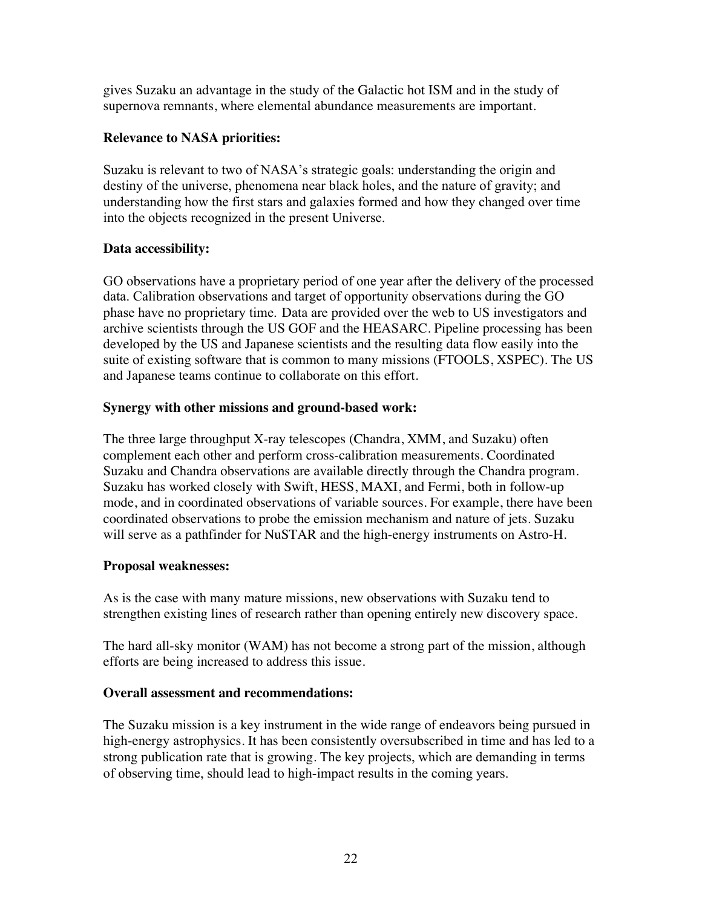gives Suzaku an advantage in the study of the Galactic hot ISM and in the study of supernova remnants, where elemental abundance measurements are important.

**Relevance to NASA priorities:**

Suzaku is relevant to two of NASA's strategic goals: understanding the origin and destiny of the universe, phenomena near black holes, and the nature of gravity; and understanding how the first stars and galaxies formed and how they changed over time into the objects recognized in the present Universe.

**Data accessibility:**

GO observations have a proprietary period of one year after the delivery of the processed data. Calibration observations and target of opportunity observations during the GO phase have no proprietary time. Data are provided over the web to US investigators and archive scientists through the US GOF and the HEASARC. Pipeline processing has been developed by the US and Japanese scientists and the resulting data flow easily into the suite of existing software that is common to many missions (FTOOLS, XSPEC). The US and Japanese teams continue to collaborate on this effort.

**Synergy with other missions and ground-based work:**

The three large throughput X-ray telescopes (Chandra, XMM, and Suzaku) often complement each other and perform cross-calibration measurements. Coordinated Suzaku and Chandra observations are available directly through the Chandra program. Suzaku has worked closely with Swift, HESS, MAXI, and Fermi, both in follow-up mode, and in coordinated observations of variable sources. For example, there have been coordinated observations to probe the emission mechanism and nature of jets. Suzaku will serve as a pathfinder for NuSTAR and the high-energy instruments on Astro-H.

**Proposal weaknesses:**

As is the case with many mature missions, new observations with Suzaku tend to strengthen existing lines of research rather than opening entirely new discovery space.

The hard all-sky monitor (WAM) has not become a strong part of the mission, although efforts are being increased to address this issue.

**Overall assessment and recommendations:**

The Suzaku mission is a key instrument in the wide range of endeavors being pursued in high-energy astrophysics. It has been consistently oversubscribed in time and has led to a strong publication rate that is growing. The key projects, which are demanding in terms of observing time, should lead to high-impact results in the coming years.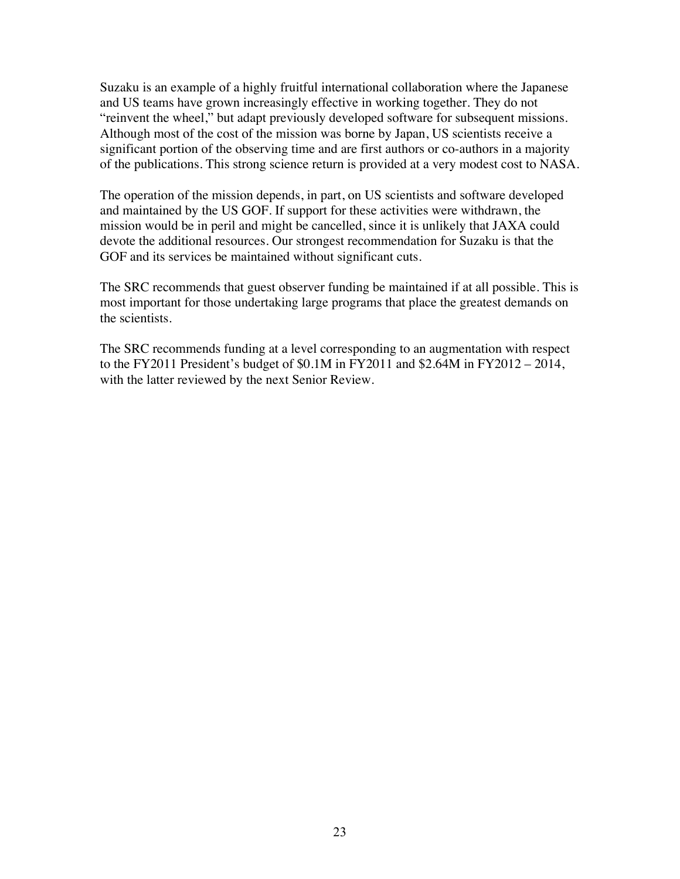Suzaku is an example of a highly fruitful international collaboration where the Japanese and US teams have grown increasingly effective in working together. They do not "reinvent the wheel," but adapt previously developed software for subsequent missions. Although most of the cost of the mission was borne by Japan, US scientists receive a significant portion of the observing time and are first authors or co-authors in a majority of the publications. This strong science return is provided at a very modest cost to NASA.

The operation of the mission depends, in part, on US scientists and software developed and maintained by the US GOF. If support for these activities were withdrawn, the mission would be in peril and might be cancelled, since it is unlikely that JAXA could devote the additional resources. Our strongest recommendation for Suzaku is that the GOF and its services be maintained without significant cuts.

The SRC recommends that guest observer funding be maintained if at all possible. This is most important for those undertaking large programs that place the greatest demands on the scientists.

The SRC recommends funding at a level corresponding to an augmentation with respect to the FY2011 President's budget of $0.1M in FY2011 and $2.64M in FY2012 – 2014, with the latter reviewed by the next Senior Review.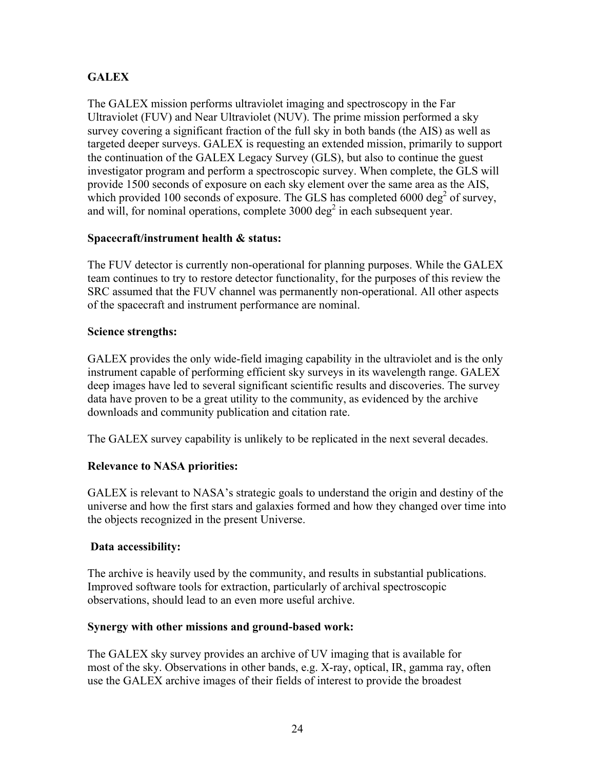## GALEX

The GALEX mission performs ultraviolet imaging and spectroscopy in the Far Ultraviolet (FUV) and Near Ultraviolet (NUV). The prime mission performed a sky survey covering a significant fraction of the full sky in both bands (the AIS) as well as targeted deeper surveys. GALEX is requesting an extended mission, primarily to support the continuation of the GALEX Legacy Survey (GLS), but also to continue the guest investigator program and perform a spectroscopic survey. When complete, the GLS will provide 1500 seconds of exposure on each sky element over the same area as the AIS, which provided 100 seconds of exposure. The GLS has completed 6000 $deg^2$ of survey, and will, for nominal operations, complete 3000 $deg^2$ in each subsequent year.

### Spacecraft/instrument health & status:

The FUV detector is currently non-operational for planning purposes. While the GALEX team continues to try to restore detector functionality, for the purposes of this review the SRC assumed that the FUV channel was permanently non-operational. All other aspects of the spacecraft and instrument performance are nominal.

### Science strengths:

GALEX provides the only wide-field imaging capability in the ultraviolet and is the only instrument capable of performing efficient sky surveys in its wavelength range. GALEX deep images have led to several significant scientific results and discoveries. The survey data have proven to be a great utility to the community, as evidenced by the archive downloads and community publication and citation rate.

The GALEX survey capability is unlikely to be replicated in the next several decades.

### Relevance to NASA priorities:

GALEX is relevant to NASA's strategic goals to understand the origin and destiny of the universe and how the first stars and galaxies formed and how they changed over time into the objects recognized in the present Universe.

### Data accessibility:

The archive is heavily used by the community, and results in substantial publications. Improved software tools for extraction, particularly of archival spectroscopic observations, should lead to an even more useful archive.

### Synergy with other missions and ground-based work:

The GALEX sky survey provides an archive of UV imaging that is available for most of the sky. Observations in other bands, e.g. X-ray, optical, IR, gamma ray, often use the GALEX archive images of their fields of interest to provide the broadest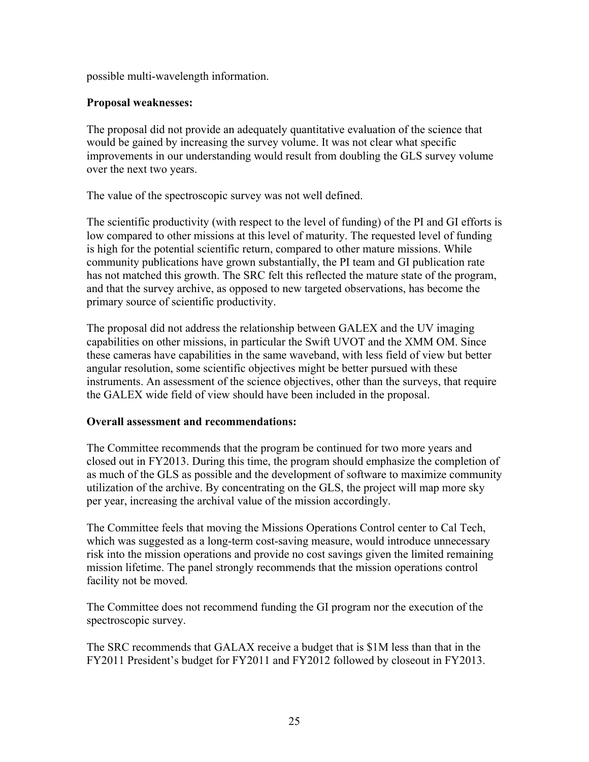possible multi-wavelength information.

**Proposal weaknesses:**

The proposal did not provide an adequately quantitative evaluation of the science that would be gained by increasing the survey volume. It was not clear what specific improvements in our understanding would result from doubling the GLS survey volume over the next two years.

The value of the spectroscopic survey was not well defined.

The scientific productivity (with respect to the level of funding) of the PI and GI efforts is low compared to other missions at this level of maturity. The requested level of funding is high for the potential scientific return, compared to other mature missions. While community publications have grown substantially, the PI team and GI publication rate has not matched this growth. The SRC felt this reflected the mature state of the program, and that the survey archive, as opposed to new targeted observations, has become the primary source of scientific productivity.

The proposal did not address the relationship between GALEX and the UV imaging capabilities on other missions, in particular the Swift UVOT and the XMM OM. Since these cameras have capabilities in the same waveband, with less field of view but better angular resolution, some scientific objectives might be better pursued with these instruments. An assessment of the science objectives, other than the surveys, that require the GALEX wide field of view should have been included in the proposal.

**Overall assessment and recommendations:**

The Committee recommends that the program be continued for two more years and closed out in FY2013. During this time, the program should emphasize the completion of as much of the GLS as possible and the development of software to maximize community utilization of the archive. By concentrating on the GLS, the project will map more sky per year, increasing the archival value of the mission accordingly.

The Committee feels that moving the Missions Operations Control center to Cal Tech, which was suggested as a long-term cost-saving measure, would introduce unnecessary risk into the mission operations and provide no cost savings given the limited remaining mission lifetime. The panel strongly recommends that the mission operations control facility not be moved.

The Committee does not recommend funding the GI program nor the execution of the spectroscopic survey.

The SRC recommends that GALAX receive a budget that is $1M less than that in the FY2011 President's budget for FY2011 and FY2012 followed by closeout in FY2013.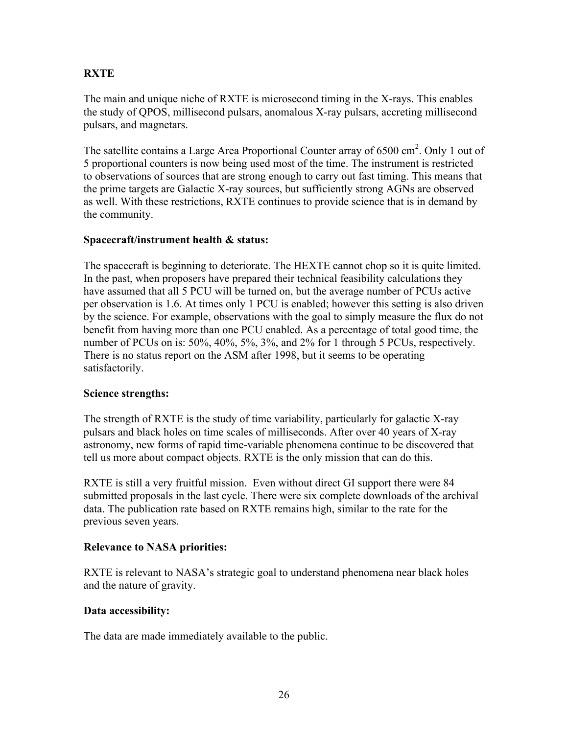**RXTE**

The main and unique niche of RXTE is microsecond timing in the X-rays. This enables the study of QPOS, millisecond pulsars, anomalous X-ray pulsars, accreting millisecond pulsars, and magnetars.

The satellite contains a Large Area Proportional Counter array of 6500 $cm^2$. Only 1 out of 5 proportional counters is now being used most of the time. The instrument is restricted to observations of sources that are strong enough to carry out fast timing. This means that the prime targets are Galactic X-ray sources, but sufficiently strong AGNs are observed as well. With these restrictions, RXTE continues to provide science that is in demand by the community.

**Spacecraft/instrument health & status:**

The spacecraft is beginning to deteriorate. The HEXTE cannot chop so it is quite limited. In the past, when proposers have prepared their technical feasibility calculations they have assumed that all 5 PCU will be turned on, but the average number of PCUs active per observation is 1.6. At times only 1 PCU is enabled; however this setting is also driven by the science. For example, observations with the goal to simply measure the flux do not benefit from having more than one PCU enabled. As a percentage of total good time, the number of PCUs on is: 50%, 40%, 5%, 3%, and 2% for 1 through 5 PCUs, respectively. There is no status report on the ASM after 1998, but it seems to be operating satisfactorily.

**Science strengths:**

The strength of RXTE is the study of time variability, particularly for galactic X-ray pulsars and black holes on time scales of milliseconds. After over 40 years of X-ray astronomy, new forms of rapid time-variable phenomena continue to be discovered that tell us more about compact objects. RXTE is the only mission that can do this.

RXTE is still a very fruitful mission. Even without direct GI support there were 84 submitted proposals in the last cycle. There were six complete downloads of the archival data. The publication rate based on RXTE remains high, similar to the rate for the previous seven years.

**Relevance to NASA priorities:**

RXTE is relevant to NASA's strategic goal to understand phenomena near black holes and the nature of gravity.

**Data accessibility:**

The data are made immediately available to the public.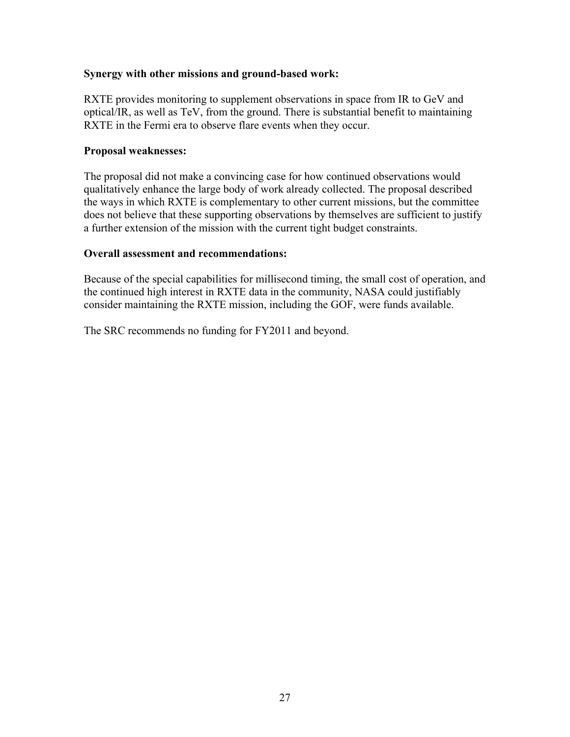**Synergy with other missions and ground-based work:**

RXTE provides monitoring to supplement observations in space from IR to GeV and optical/IR, as well as TeV, from the ground. There is substantial benefit to maintaining RXTE in the Fermi era to observe flare events when they occur.

**Proposal weaknesses:**

The proposal did not make a convincing case for how continued observations would qualitatively enhance the large body of work already collected. The proposal described the ways in which RXTE is complementary to other current missions, but the committee does not believe that these supporting observations by themselves are sufficient to justify a further extension of the mission with the current tight budget constraints.

**Overall assessment and recommendations:**

Because of the special capabilities for millisecond timing, the small cost of operation, and the continued high interest in RXTE data in the community, NASA could justifiably consider maintaining the RXTE mission, including the GOF, were funds available.

The SRC recommends no funding for FY2011 and beyond.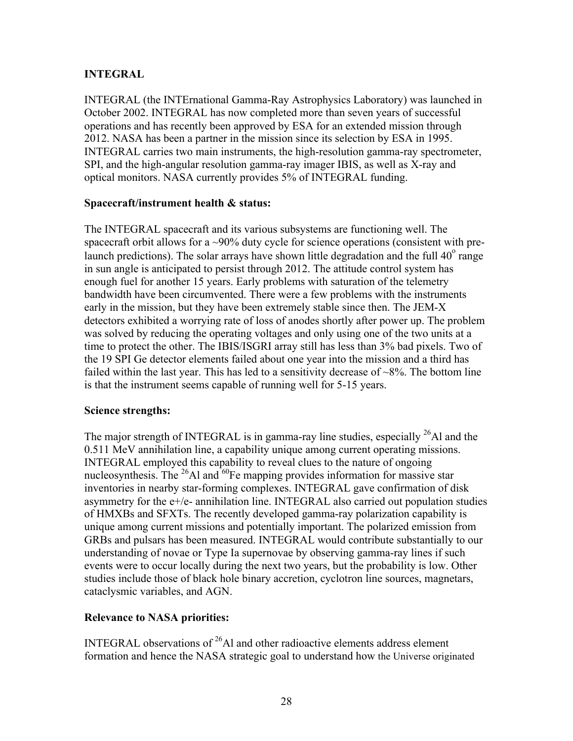## INTEGRAL

INTEGRAL (the INTErnational Gamma-Ray Astrophysics Laboratory) was launched in October 2002. INTEGRAL has now completed more than seven years of successful operations and has recently been approved by ESA for an extended mission through 2012. NASA has been a partner in the mission since its selection by ESA in 1995. INTEGRAL carries two main instruments, the high-resolution gamma-ray spectrometer, SPI, and the high-angular resolution gamma-ray imager IBIS, as well as X-ray and optical monitors. NASA currently provides 5% of INTEGRAL funding.

### Spacecraft/instrument health & status:

The INTEGRAL spacecraft and its various subsystems are functioning well. The spacecraft orbit allows for a ~90% duty cycle for science operations (consistent with pre-launch predictions). The solar arrays have shown little degradation and the full $40^{o}$ range in sun angle is anticipated to persist through 2012. The attitude control system has enough fuel for another 15 years. Early problems with saturation of the telemetry bandwidth have been circumvented. There were a few problems with the instruments early in the mission, but they have been extremely stable since then. The JEM-X detectors exhibited a worrying rate of loss of anodes shortly after power up. The problem was solved by reducing the operating voltages and only using one of the two units at a time to protect the other. The IBIS/ISGRI array still has less than 3% bad pixels. Two of the 19 SPI Ge detector elements failed about one year into the mission and a third has failed within the last year. This has led to a sensitivity decrease of ~8%. The bottom line is that the instrument seems capable of running well for 5-15 years.

### Science strengths:

The major strength of INTEGRAL is in gamma-ray line studies, especially $^{26}Al$ and the 0.511 MeV annihilation line, a capability unique among current operating missions. INTEGRAL employed this capability to reveal clues to the nature of ongoing nucleosynthesis. The $^{26}Al$ and $^{60}Fe$ mapping provides information for massive star inventories in nearby star-forming complexes. INTEGRAL gave confirmation of disk asymmetry for the e+/e- annihilation line. INTEGRAL also carried out population studies of HMXBs and SFXTs. The recently developed gamma-ray polarization capability is unique among current missions and potentially important. The polarized emission from GRBs and pulsars has been measured. INTEGRAL would contribute substantially to our understanding of novae or Type Ia supernovae by observing gamma-ray lines if such events were to occur locally during the next two years, but the probability is low. Other studies include those of black hole binary accretion, cyclotron line sources, magnetars, cataclysmic variables, and AGN.

### Relevance to NASA priorities:

INTEGRAL observations of $^{26}Al$ and other radioactive elements address element formation and hence the NASA strategic goal to understand how the Universe originated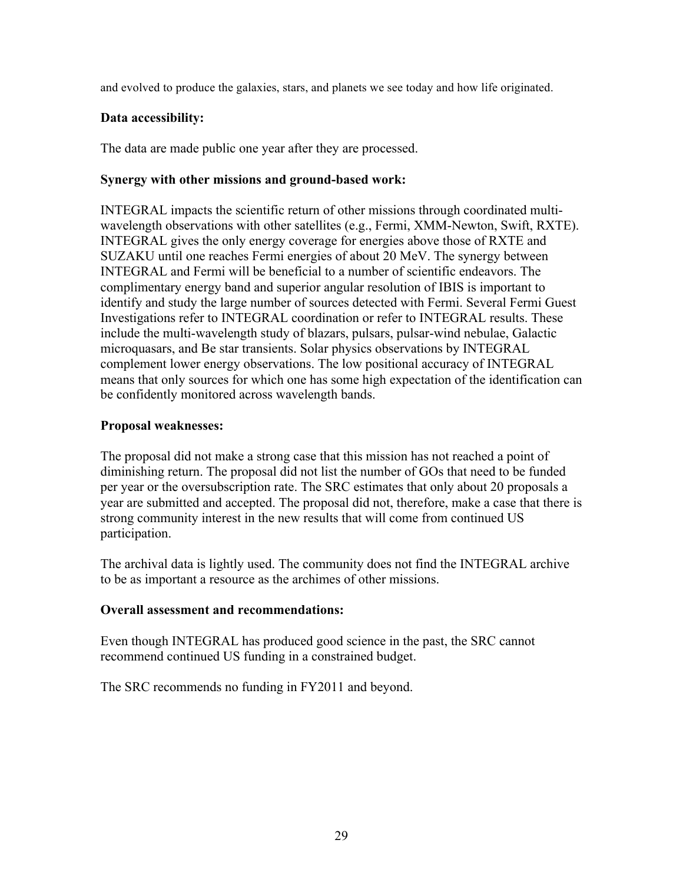and evolved to produce the galaxies, stars, and planets we see today and how life originated.

**Data accessibility:**

The data are made public one year after they are processed.

**Synergy with other missions and ground-based work:**

INTEGRAL impacts the scientific return of other missions through coordinated multi-wavelength observations with other satellites (e.g., Fermi, XMM-Newton, Swift, RXTE). INTEGRAL gives the only energy coverage for energies above those of RXTE and SUZAKU until one reaches Fermi energies of about 20 MeV. The synergy between INTEGRAL and Fermi will be beneficial to a number of scientific endeavors. The complimentary energy band and superior angular resolution of IBIS is important to identify and study the large number of sources detected with Fermi. Several Fermi Guest Investigations refer to INTEGRAL coordination or refer to INTEGRAL results. These include the multi-wavelength study of blazars, pulsars, pulsar-wind nebulae, Galactic microquasars, and Be star transients. Solar physics observations by INTEGRAL complement lower energy observations. The low positional accuracy of INTEGRAL means that only sources for which one has some high expectation of the identification can be confidently monitored across wavelength bands.

**Proposal weaknesses:**

The proposal did not make a strong case that this mission has not reached a point of diminishing return. The proposal did not list the number of GOs that need to be funded per year or the oversubscription rate. The SRC estimates that only about 20 proposals a year are submitted and accepted. The proposal did not, therefore, make a case that there is strong community interest in the new results that will come from continued US participation.

The archival data is lightly used. The community does not find the INTEGRAL archive to be as important a resource as the archimes of other missions.

**Overall assessment and recommendations:**

Even though INTEGRAL has produced good science in the past, the SRC cannot recommend continued US funding in a constrained budget.

The SRC recommends no funding in FY2011 and beyond.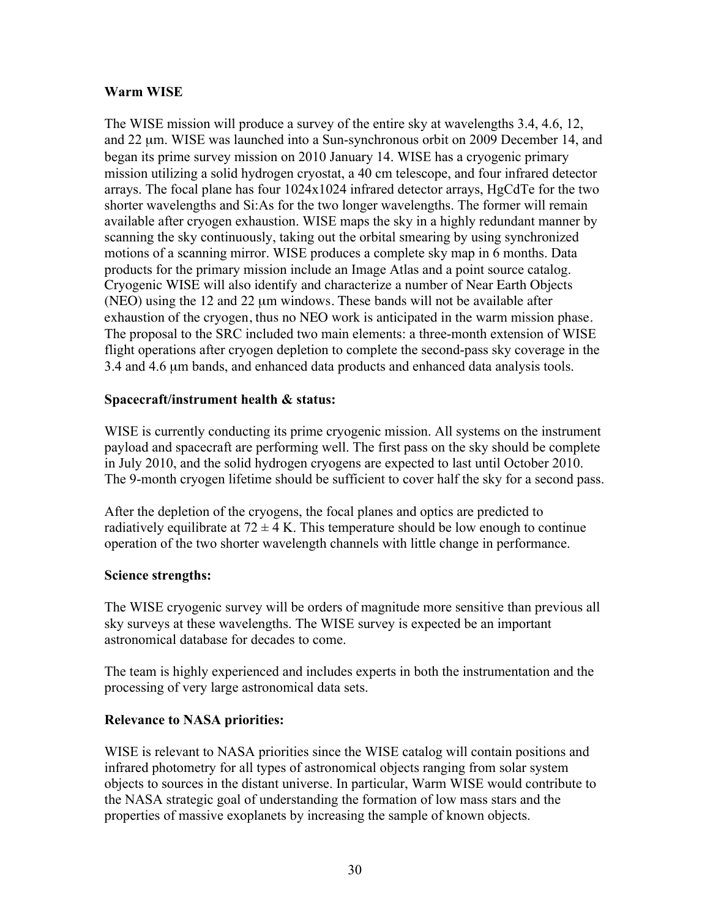**Warm WISE**

The WISE mission will produce a survey of the entire sky at wavelengths 3.4, 4.6, 12, and 22 μm. WISE was launched into a Sun-synchronous orbit on 2009 December 14, and began its prime survey mission on 2010 January 14. WISE has a cryogenic primary mission utilizing a solid hydrogen cryostat, a 40 cm telescope, and four infrared detector arrays. The focal plane has four 1024x1024 infrared detector arrays, HgCdTe for the two shorter wavelengths and Si:As for the two longer wavelengths. The former will remain available after cryogen exhaustion. WISE maps the sky in a highly redundant manner by scanning the sky continuously, taking out the orbital smearing by using synchronized motions of a scanning mirror. WISE produces a complete sky map in 6 months. Data products for the primary mission include an Image Atlas and a point source catalog. Cryogenic WISE will also identify and characterize a number of Near Earth Objects (NEO) using the 12 and 22 μm windows. These bands will not be available after exhaustion of the cryogen, thus no NEO work is anticipated in the warm mission phase. The proposal to the SRC included two main elements: a three-month extension of WISE flight operations after cryogen depletion to complete the second-pass sky coverage in the 3.4 and 4.6 μm bands, and enhanced data products and enhanced data analysis tools.

**Spacecraft/instrument health & status:**

WISE is currently conducting its prime cryogenic mission. All systems on the instrument payload and spacecraft are performing well. The first pass on the sky should be complete in July 2010, and the solid hydrogen cryogens are expected to last until October 2010. The 9-month cryogen lifetime should be sufficient to cover half the sky for a second pass.

After the depletion of the cryogens, the focal planes and optics are predicted to radiatively equilibrate at $72 \pm 4$ K. This temperature should be low enough to continue operation of the two shorter wavelength channels with little change in performance.

**Science strengths:**

The WISE cryogenic survey will be orders of magnitude more sensitive than previous all sky surveys at these wavelengths. The WISE survey is expected be an important astronomical database for decades to come.

The team is highly experienced and includes experts in both the instrumentation and the processing of very large astronomical data sets.

**Relevance to NASA priorities:**

WISE is relevant to NASA priorities since the WISE catalog will contain positions and infrared photometry for all types of astronomical objects ranging from solar system objects to sources in the distant universe. In particular, Warm WISE would contribute to the NASA strategic goal of understanding the formation of low mass stars and the properties of massive exoplanets by increasing the sample of known objects.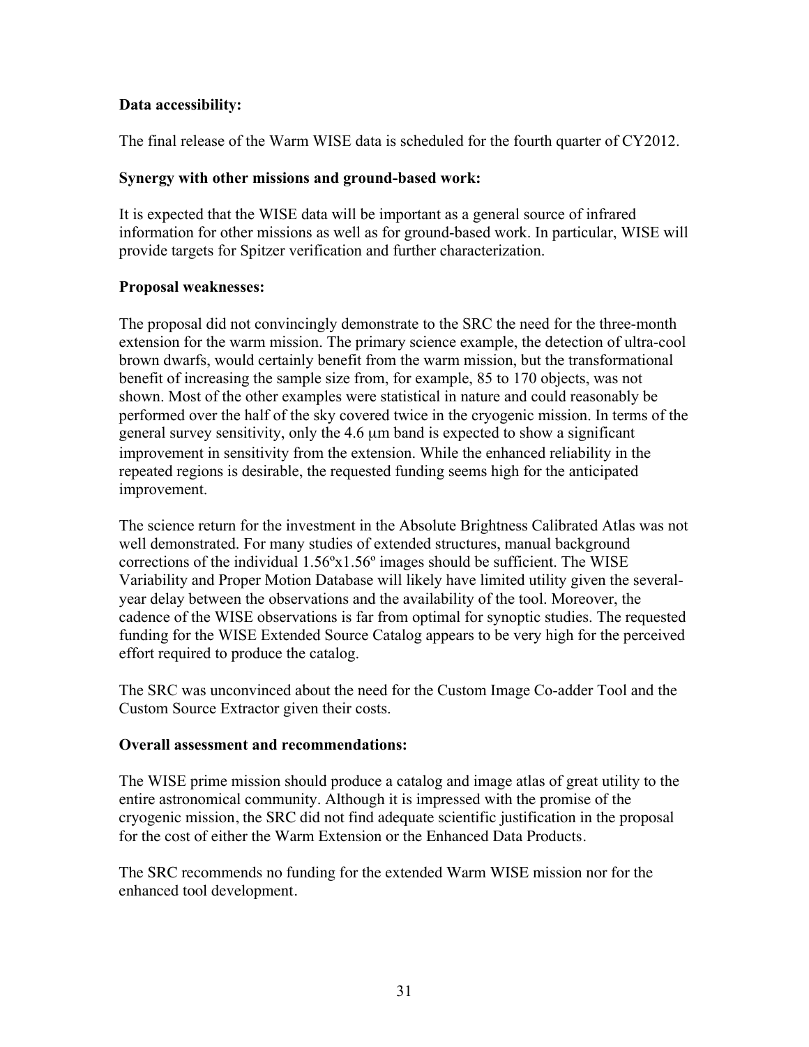**Data accessibility:**

The final release of the Warm WISE data is scheduled for the fourth quarter of CY2012.

**Synergy with other missions and ground-based work:**

It is expected that the WISE data will be important as a general source of infrared information for other missions as well as for ground-based work. In particular, WISE will provide targets for Spitzer verification and further characterization.

**Proposal weaknesses:**

The proposal did not convincingly demonstrate to the SRC the need for the three-month extension for the warm mission. The primary science example, the detection of ultra-cool brown dwarfs, would certainly benefit from the warm mission, but the transformational benefit of increasing the sample size from, for example, 85 to 170 objects, was not shown. Most of the other examples were statistical in nature and could reasonably be performed over the half of the sky covered twice in the cryogenic mission. In terms of the general survey sensitivity, only the 4.6 μm band is expected to show a significant improvement in sensitivity from the extension. While the enhanced reliability in the repeated regions is desirable, the requested funding seems high for the anticipated improvement.

The science return for the investment in the Absolute Brightness Calibrated Atlas was not well demonstrated. For many studies of extended structures, manual background corrections of the individual 1.56ºx1.56º images should be sufficient. The WISE Variability and Proper Motion Database will likely have limited utility given the several-year delay between the observations and the availability of the tool. Moreover, the cadence of the WISE observations is far from optimal for synoptic studies. The requested funding for the WISE Extended Source Catalog appears to be very high for the perceived effort required to produce the catalog.

The SRC was unconvinced about the need for the Custom Image Co-adder Tool and the Custom Source Extractor given their costs.

**Overall assessment and recommendations:**

The WISE prime mission should produce a catalog and image atlas of great utility to the entire astronomical community. Although it is impressed with the promise of the cryogenic mission, the SRC did not find adequate scientific justification in the proposal for the cost of either the Warm Extension or the Enhanced Data Products.

The SRC recommends no funding for the extended Warm WISE mission nor for the enhanced tool development.